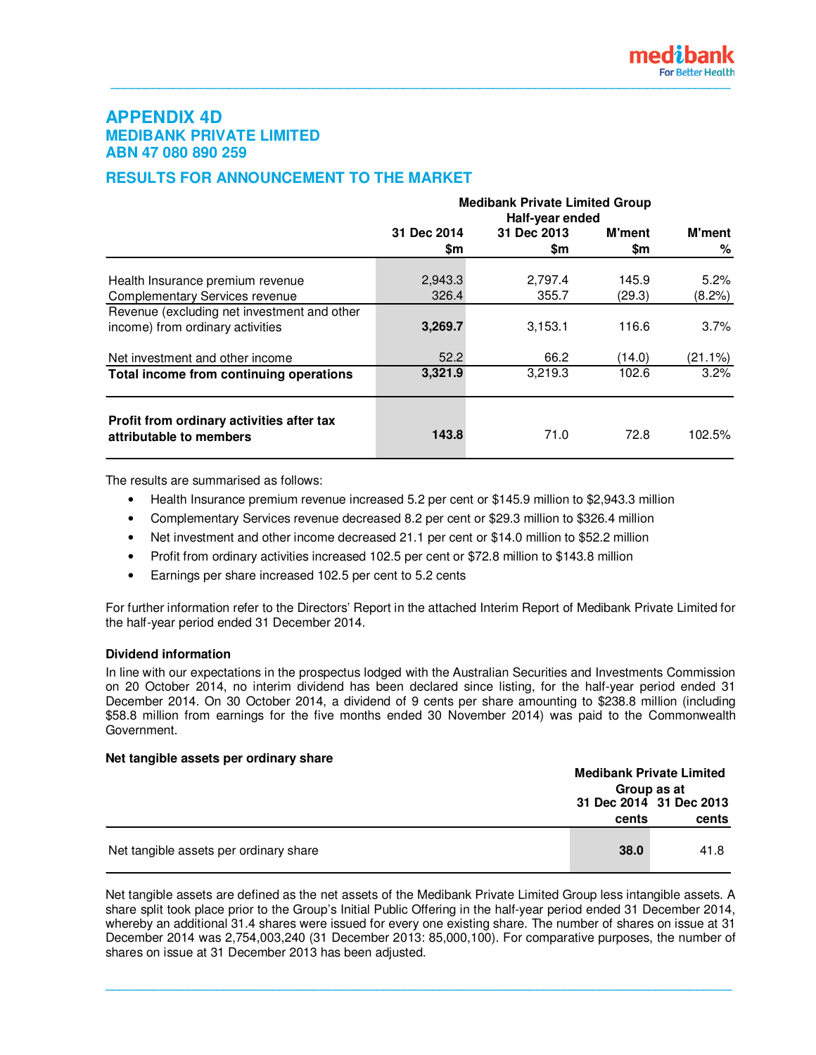# APPENDIX 4D
## MEDIBANK PRIVATE LIMITED
## ABN 47 080 890 259

## RESULTS FOR ANNOUNCEMENT TO THE MARKET

| | Medibank Private Limited Group Half-year ended | | | |
|---|---|---|---|---|
| | 31 Dec 2014 $m | 31 Dec 2013 $m | M'ment $m | M'ment % |
| Health Insurance premium revenue | 2,943.3 | 2,797.4 | 145.9 | 5.2% |
| Complementary Services revenue | 326.4 | 355.7 | (29.3) | (8.2%) |
| Revenue (excluding net investment and other income) from ordinary activities | **3,269.7** | 3,153.1 | 116.6 | 3.7% |
| Net investment and other income | 52.2 | 66.2 | (14.0) | (21.1%) |
| **Total income from continuing operations** | **3,321.9** | 3,219.3 | 102.6 | 3.2% |
| **Profit from ordinary activities after tax attributable to members** | **143.8** | 71.0 | 72.8 | 102.5% |

The results are summarised as follows:

- Health Insurance premium revenue increased 5.2 per cent or $145.9 million to $2,943.3 million
- Complementary Services revenue decreased 8.2 per cent or $29.3 million to $326.4 million
- Net investment and other income decreased 21.1 per cent or $14.0 million to $52.2 million
- Profit from ordinary activities increased 102.5 per cent or $72.8 million to $143.8 million
- Earnings per share increased 102.5 per cent to 5.2 cents

For further information refer to the Directors' Report in the attached Interim Report of Medibank Private Limited for the half-year period ended 31 December 2014.

### Dividend information

In line with our expectations in the prospectus lodged with the Australian Securities and Investments Commission on 20 October 2014, no interim dividend has been declared since listing, for the half-year period ended 31 December 2014. On 30 October 2014, a dividend of 9 cents per share amounting to $238.8 million (including $58.8 million from earnings for the five months ended 30 November 2014) was paid to the Commonwealth Government.

### Net tangible assets per ordinary share

| | Medibank Private Limited Group as at | |
|---|---|---|
| | 31 Dec 2014 cents | 31 Dec 2013 cents |
| Net tangible assets per ordinary share | **38.0** | 41.8 |

Net tangible assets are defined as the net assets of the Medibank Private Limited Group less intangible assets. A share split took place prior to the Group's Initial Public Offering in the half-year period ended 31 December 2014, whereby an additional 31.4 shares were issued for every one existing share. The number of shares on issue at 31 December 2014 was 2,754,003,240 (31 December 2013: 85,000,100). For comparative purposes, the number of shares on issue at 31 December 2013 has been adjusted.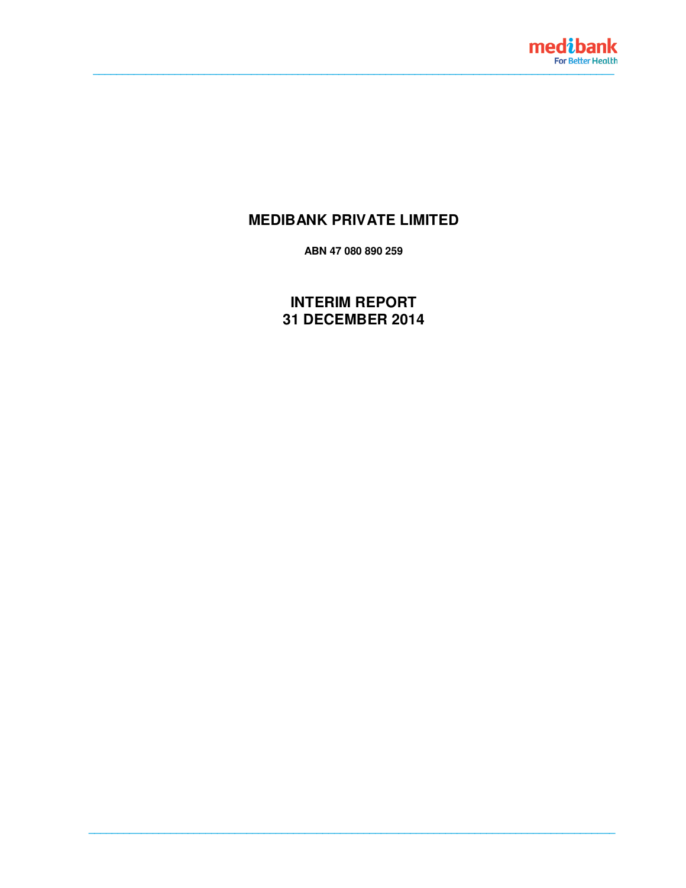# MEDIBANK PRIVATE LIMITED

**ABN 47 080 890 259**

## INTERIM REPORT
## 31 DECEMBER 2014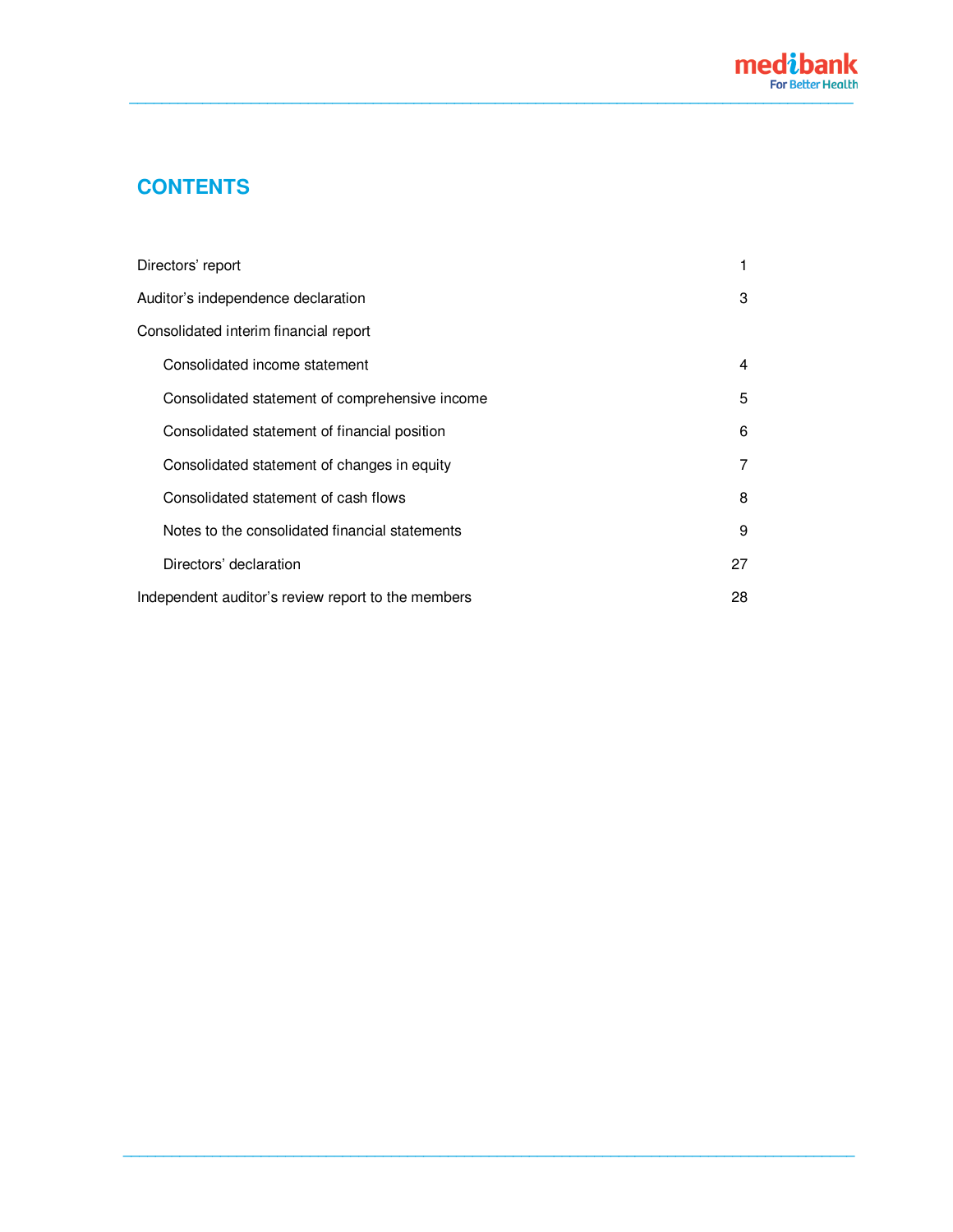## CONTENTS

| | |
|---|---|
| Directors' report | 1 |
| Auditor's independence declaration | 3 |
| Consolidated interim financial report | |
| Consolidated income statement | 4 |
| Consolidated statement of comprehensive income | 5 |
| Consolidated statement of financial position | 6 |
| Consolidated statement of changes in equity | 7 |
| Consolidated statement of cash flows | 8 |
| Notes to the consolidated financial statements | 9 |
| Directors' declaration | 27 |
| Independent auditor's review report to the members | 28 |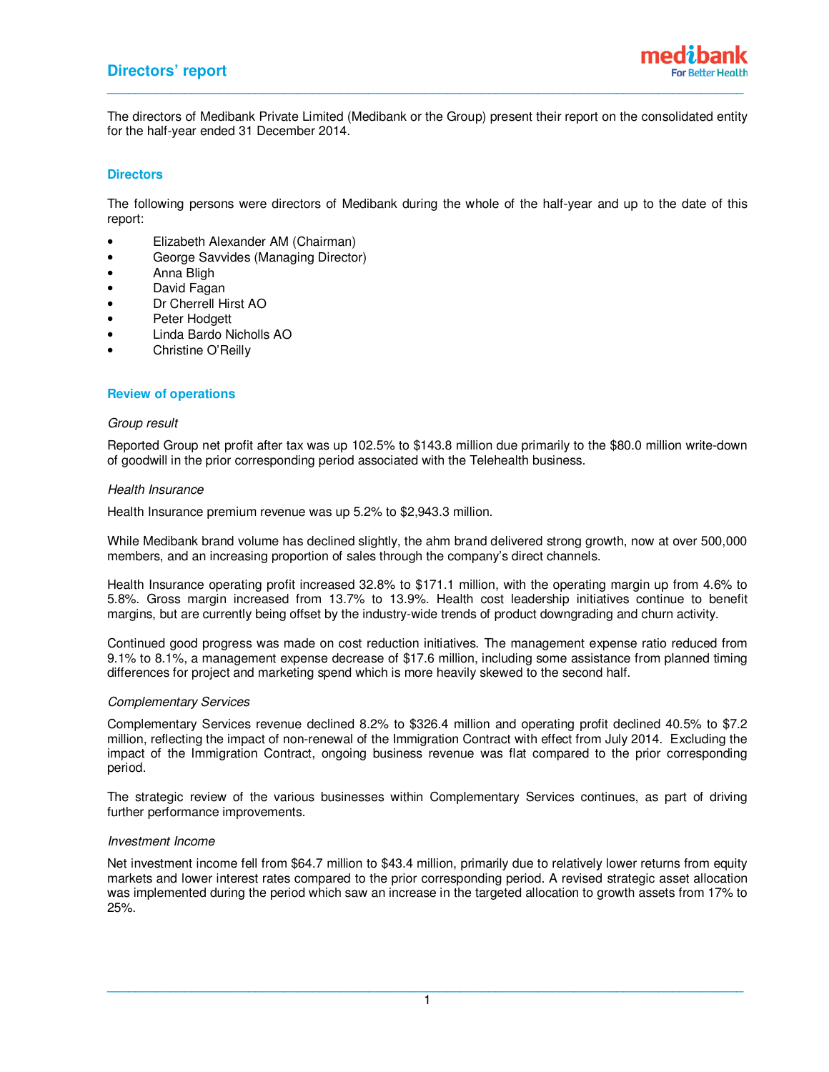# Directors' report

The directors of Medibank Private Limited (Medibank or the Group) present their report on the consolidated entity for the half-year ended 31 December 2014.

## Directors

The following persons were directors of Medibank during the whole of the half-year and up to the date of this report:

- Elizabeth Alexander AM (Chairman)
- George Savvides (Managing Director)
- Anna Bligh
- David Fagan
- Dr Cherrell Hirst AO
- Peter Hodgett
- Linda Bardo Nicholls AO
- Christine O'Reilly

## Review of operations

*Group result*

Reported Group net profit after tax was up 102.5% to $143.8 million due primarily to the $80.0 million write-down of goodwill in the prior corresponding period associated with the Telehealth business.

*Health Insurance*

Health Insurance premium revenue was up 5.2% to $2,943.3 million.

While Medibank brand volume has declined slightly, the ahm brand delivered strong growth, now at over 500,000 members, and an increasing proportion of sales through the company's direct channels.

Health Insurance operating profit increased 32.8% to $171.1 million, with the operating margin up from 4.6% to 5.8%. Gross margin increased from 13.7% to 13.9%. Health cost leadership initiatives continue to benefit margins, but are currently being offset by the industry-wide trends of product downgrading and churn activity.

Continued good progress was made on cost reduction initiatives. The management expense ratio reduced from 9.1% to 8.1%, a management expense decrease of $17.6 million, including some assistance from planned timing differences for project and marketing spend which is more heavily skewed to the second half.

*Complementary Services*

Complementary Services revenue declined 8.2% to $326.4 million and operating profit declined 40.5% to $7.2 million, reflecting the impact of non-renewal of the Immigration Contract with effect from July 2014. Excluding the impact of the Immigration Contract, ongoing business revenue was flat compared to the prior corresponding period.

The strategic review of the various businesses within Complementary Services continues, as part of driving further performance improvements.

*Investment Income*

Net investment income fell from $64.7 million to $43.4 million, primarily due to relatively lower returns from equity markets and lower interest rates compared to the prior corresponding period. A revised strategic asset allocation was implemented during the period which saw an increase in the targeted allocation to growth assets from 17% to 25%.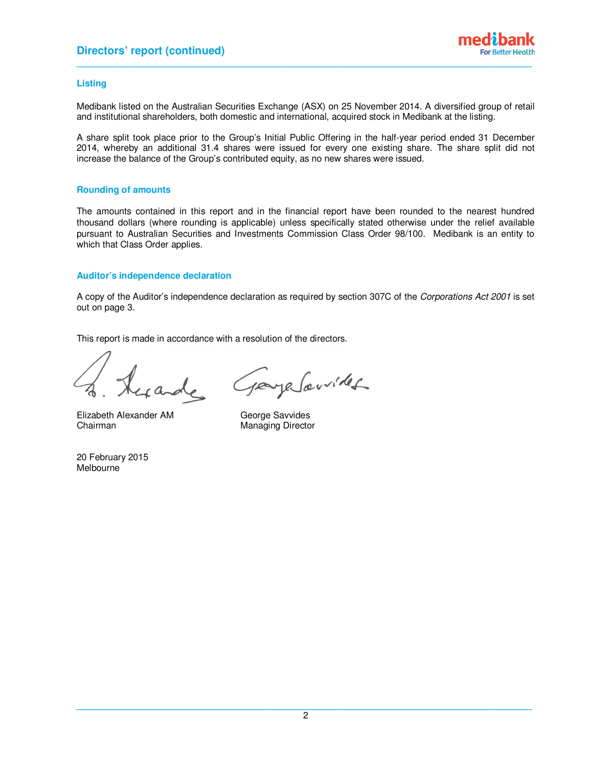## Listing

Medibank listed on the Australian Securities Exchange (ASX) on 25 November 2014. A diversified group of retail and institutional shareholders, both domestic and international, acquired stock in Medibank at the listing.

A share split took place prior to the Group's Initial Public Offering in the half-year period ended 31 December 2014, whereby an additional 31.4 shares were issued for every one existing share. The share split did not increase the balance of the Group's contributed equity, as no new shares were issued.

## Rounding of amounts

The amounts contained in this report and in the financial report have been rounded to the nearest hundred thousand dollars (where rounding is applicable) unless specifically stated otherwise under the relief available pursuant to Australian Securities and Investments Commission Class Order 98/100. Medibank is an entity to which that Class Order applies.

## Auditor's independence declaration

A copy of the Auditor's independence declaration as required by section 307C of the *Corporations Act 2001* is set out on page 3.

This report is made in accordance with a resolution of the directors.

Elizabeth Alexander AM
Chairman

George Savvides
Managing Director

20 February 2015
Melbourne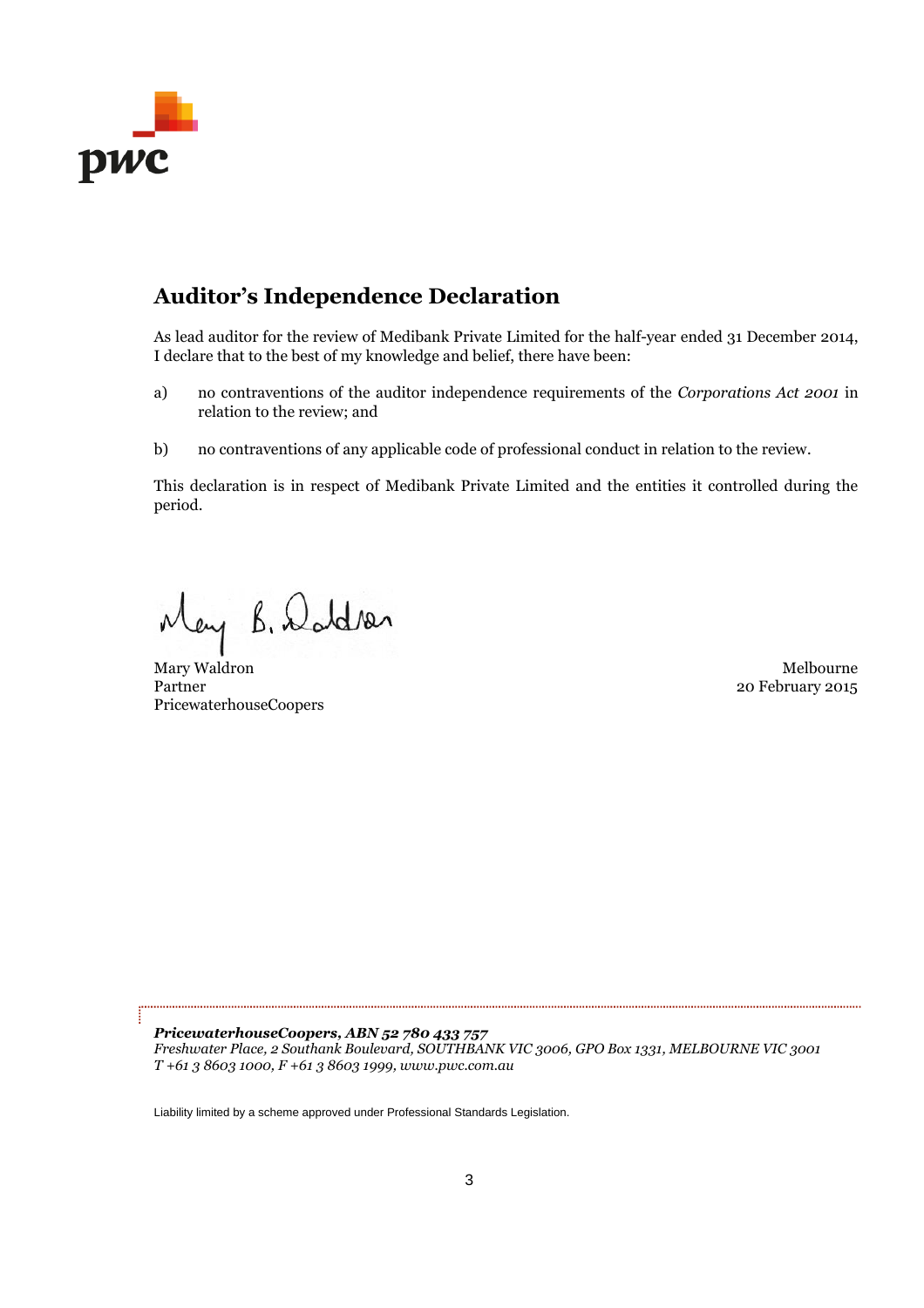# Auditor's Independence Declaration

As lead auditor for the review of Medibank Private Limited for the half-year ended 31 December 2014, I declare that to the best of my knowledge and belief, there have been:

a) no contraventions of the auditor independence requirements of the *Corporations Act 2001* in relation to the review; and

b) no contraventions of any applicable code of professional conduct in relation to the review.

This declaration is in respect of Medibank Private Limited and the entities it controlled during the period.

Mary Waldron
Partner
PricewaterhouseCoopers

Melbourne
20 February 2015

***PricewaterhouseCoopers, ABN 52 780 433 757***
*Freshwater Place, 2 Southbank Boulevard, SOUTHBANK VIC 3006, GPO Box 1331, MELBOURNE VIC 3001*
*T +61 3 8603 1000, F +61 3 8603 1999, www.pwc.com.au*

Liability limited by a scheme approved under Professional Standards Legislation.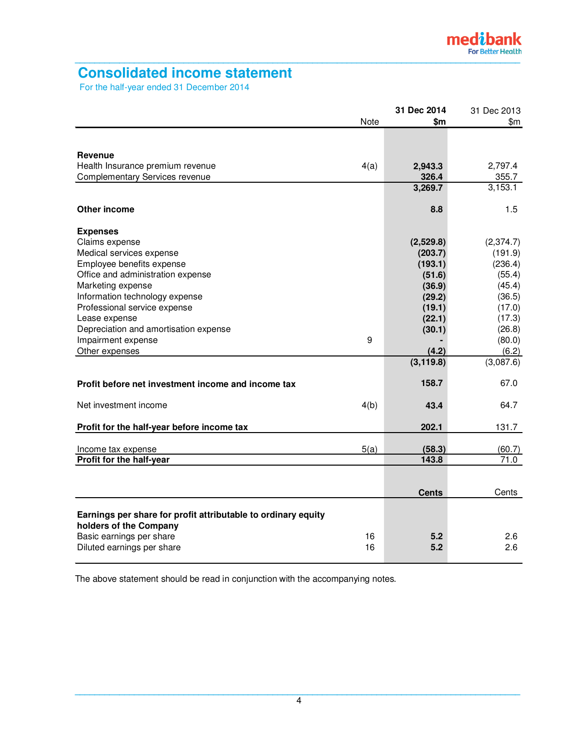# Consolidated income statement

For the half-year ended 31 December 2014

| | Note | 31 Dec 2014 $m | 31 Dec 2013 $m |
|---|---|---|---|
| **Revenue** | | | |
| Health Insurance premium revenue | 4(a) | **2,943.3** | 2,797.4 |
| Complementary Services revenue | | **326.4** | 355.7 |
| | | **3,269.7** | 3,153.1 |
| **Other income** | | **8.8** | 1.5 |
| **Expenses** | | | |
| Claims expense | | **(2,529.8)** | (2,374.7) |
| Medical services expense | | **(203.7)** | (191.9) |
| Employee benefits expense | | **(193.1)** | (236.4) |
| Office and administration expense | | **(51.6)** | (55.4) |
| Marketing expense | | **(36.9)** | (45.4) |
| Information technology expense | | **(29.2)** | (36.5) |
| Professional service expense | | **(19.1)** | (17.0) |
| Lease expense | | **(22.1)** | (17.3) |
| Depreciation and amortisation expense | | **(30.1)** | (26.8) |
| Impairment expense | 9 | **-** | (80.0) |
| Other expenses | | **(4.2)** | (6.2) |
| | | **(3,119.8)** | (3,087.6) |
| **Profit before net investment income and income tax** | | **158.7** | 67.0 |
| Net investment income | 4(b) | **43.4** | 64.7 |
| **Profit for the half-year before income tax** | | **202.1** | 131.7 |
| Income tax expense | 5(a) | **(58.3)** | (60.7) |
| **Profit for the half-year** | | **143.8** | 71.0 |

| | Note | Cents | Cents |
|---|---|---|---|
| **Earnings per share for profit attributable to ordinary equity holders of the Company** | | | |
| Basic earnings per share | 16 | **5.2** | 2.6 |
| Diluted earnings per share | 16 | **5.2** | 2.6 |

The above statement should be read in conjunction with the accompanying notes.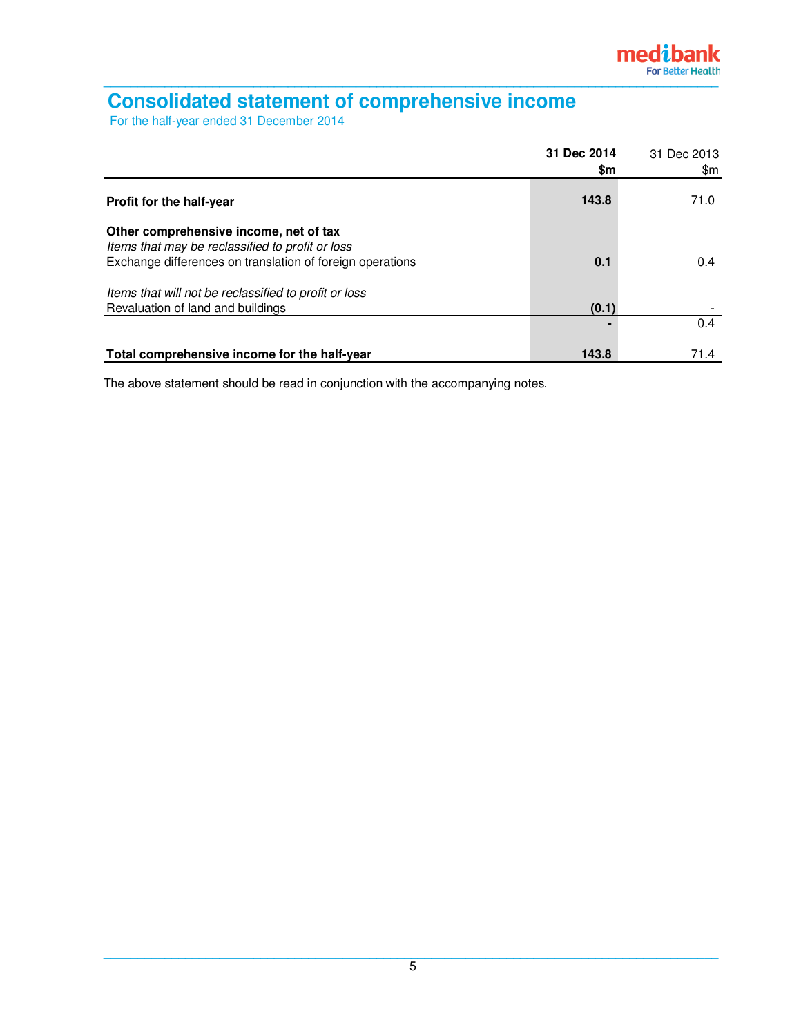# Consolidated statement of comprehensive income

For the half-year ended 31 December 2014

| | 31 Dec 2014 $m | 31 Dec 2013 $m |
|---|---|---|
| **Profit for the half-year** | **143.8** | 71.0 |
| **Other comprehensive income, net of tax** | | |
| *Items that may be reclassified to profit or loss* | | |
| Exchange differences on translation of foreign operations | **0.1** | 0.4 |
| *Items that will not be reclassified to profit or loss* | | |
| Revaluation of land and buildings | **(0.1)** | - |
| | **-** | 0.4 |
| **Total comprehensive income for the half-year** | **143.8** | 71.4 |

The above statement should be read in conjunction with the accompanying notes.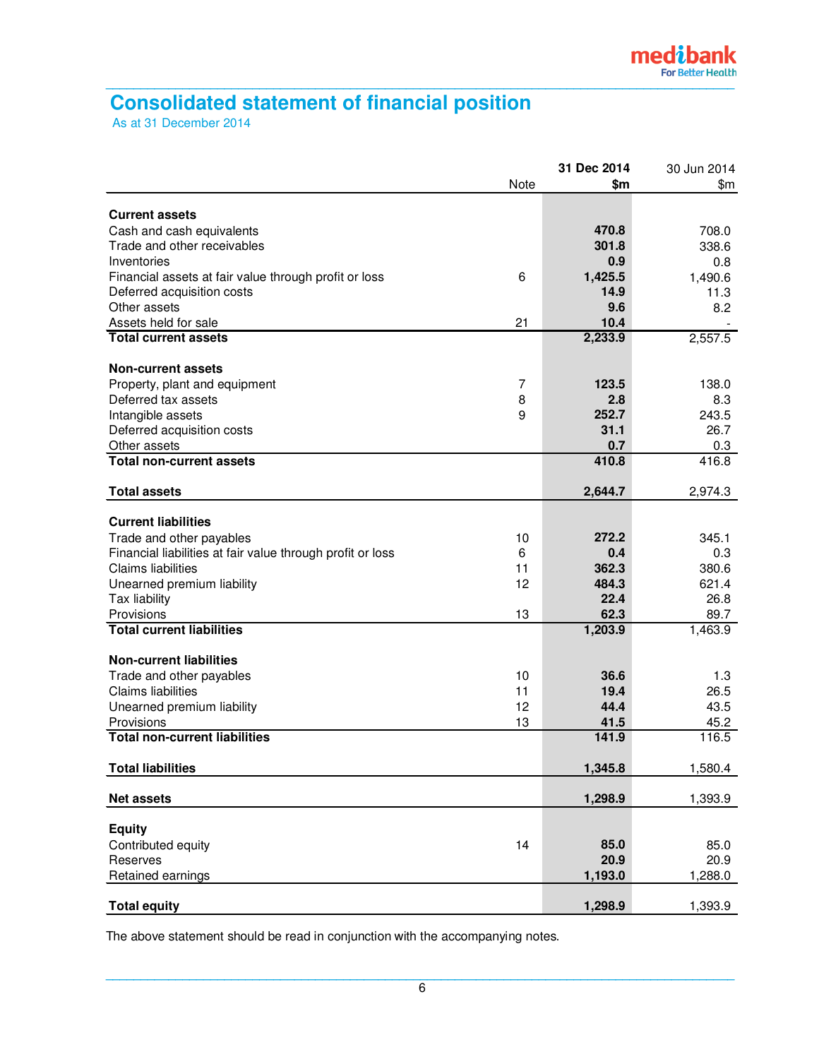# Consolidated statement of financial position

As at 31 December 2014

| | Note | 31 Dec 2014 $m | 30 Jun 2014 $m |
|---|---|---|---|
| **Current assets** | | | |
| Cash and cash equivalents | | **470.8** | 708.0 |
| Trade and other receivables | | **301.8** | 338.6 |
| Inventories | | **0.9** | 0.8 |
| Financial assets at fair value through profit or loss | 6 | **1,425.5** | 1,490.6 |
| Deferred acquisition costs | | **14.9** | 11.3 |
| Other assets | | **9.6** | 8.2 |
| Assets held for sale | 21 | **10.4** | - |
| **Total current assets** | | **2,233.9** | 2,557.5 |
| **Non-current assets** | | | |
| Property, plant and equipment | 7 | **123.5** | 138.0 |
| Deferred tax assets | 8 | **2.8** | 8.3 |
| Intangible assets | 9 | **252.7** | 243.5 |
| Deferred acquisition costs | | **31.1** | 26.7 |
| Other assets | | **0.7** | 0.3 |
| **Total non-current assets** | | **410.8** | 416.8 |
| **Total assets** | | **2,644.7** | 2,974.3 |
| **Current liabilities** | | | |
| Trade and other payables | 10 | **272.2** | 345.1 |
| Financial liabilities at fair value through profit or loss | 6 | **0.4** | 0.3 |
| Claims liabilities | 11 | **362.3** | 380.6 |
| Unearned premium liability | 12 | **484.3** | 621.4 |
| Tax liability | | **22.4** | 26.8 |
| Provisions | 13 | **62.3** | 89.7 |
| **Total current liabilities** | | **1,203.9** | 1,463.9 |
| **Non-current liabilities** | | | |
| Trade and other payables | 10 | **36.6** | 1.3 |
| Claims liabilities | 11 | **19.4** | 26.5 |
| Unearned premium liability | 12 | **44.4** | 43.5 |
| Provisions | 13 | **41.5** | 45.2 |
| **Total non-current liabilities** | | **141.9** | 116.5 |
| **Total liabilities** | | **1,345.8** | 1,580.4 |
| **Net assets** | | **1,298.9** | 1,393.9 |
| **Equity** | | | |
| Contributed equity | 14 | **85.0** | 85.0 |
| Reserves | | **20.9** | 20.9 |
| Retained earnings | | **1,193.0** | 1,288.0 |
| **Total equity** | | **1,298.9** | 1,393.9 |

The above statement should be read in conjunction with the accompanying notes.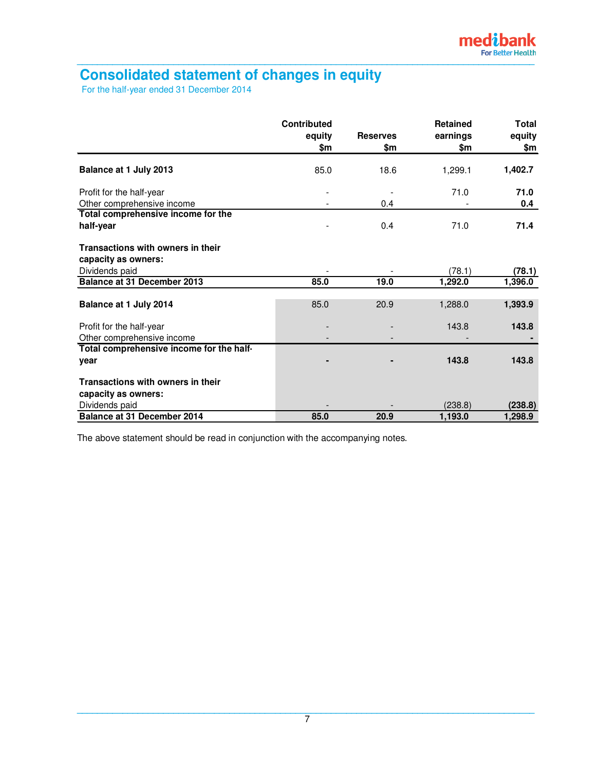# Consolidated statement of changes in equity

For the half-year ended 31 December 2014

| | Contributed equity $m | Reserves $m | Retained earnings $m | Total equity $m |
|---|---|---|---|---|
| **Balance at 1 July 2013** | 85.0 | 18.6 | 1,299.1 | **1,402.7** |
| Profit for the half-year | - | - | 71.0 | **71.0** |
| Other comprehensive income | - | 0.4 | - | **0.4** |
| **Total comprehensive income for the half-year** | - | 0.4 | 71.0 | **71.4** |
| **Transactions with owners in their capacity as owners:** | | | | |
| Dividends paid | - | - | (78.1) | **(78.1)** |
| **Balance at 31 December 2013** | **85.0** | **19.0** | **1,292.0** | **1,396.0** |
| **Balance at 1 July 2014** | 85.0 | 20.9 | 1,288.0 | **1,393.9** |
| Profit for the half-year | - | - | 143.8 | **143.8** |
| Other comprehensive income | - | - | - | **-** |
| **Total comprehensive income for the half-year** | **-** | **-** | **143.8** | **143.8** |
| **Transactions with owners in their capacity as owners:** | | | | |
| Dividends paid | - | - | (238.8) | **(238.8)** |
| **Balance at 31 December 2014** | **85.0** | **20.9** | **1,193.0** | **1,298.9** |

The above statement should be read in conjunction with the accompanying notes.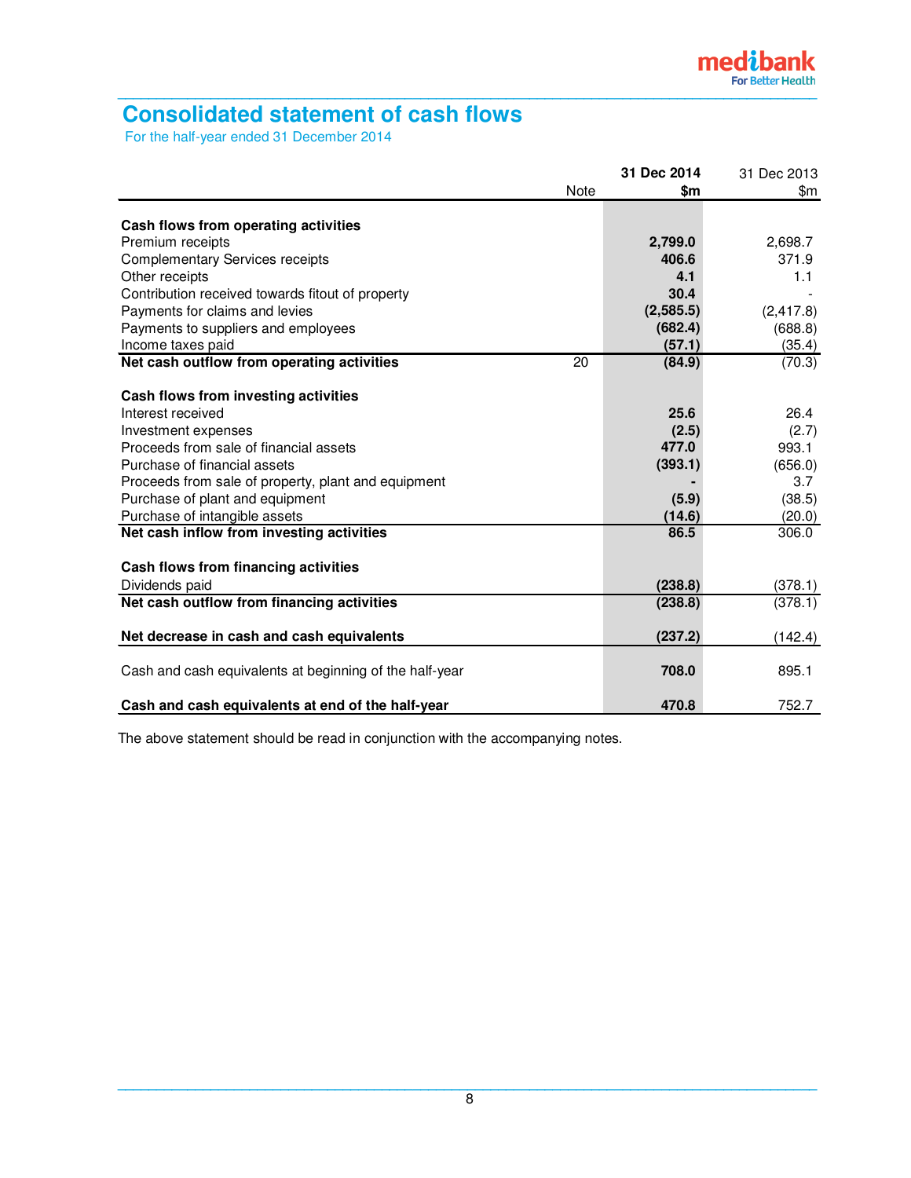# Consolidated statement of cash flows

For the half-year ended 31 December 2014

| | Note | 31 Dec 2014 $m | 31 Dec 2013 $m |
|---|---|---|---|
| **Cash flows from operating activities** | | | |
| Premium receipts | | **2,799.0** | 2,698.7 |
| Complementary Services receipts | | **406.6** | 371.9 |
| Other receipts | | **4.1** | 1.1 |
| Contribution received towards fitout of property | | **30.4** | - |
| Payments for claims and levies | | **(2,585.5)** | (2,417.8) |
| Payments to suppliers and employees | | **(682.4)** | (688.8) |
| Income taxes paid | | **(57.1)** | (35.4) |
| **Net cash outflow from operating activities** | 20 | **(84.9)** | (70.3) |
| **Cash flows from investing activities** | | | |
| Interest received | | **25.6** | 26.4 |
| Investment expenses | | **(2.5)** | (2.7) |
| Proceeds from sale of financial assets | | **477.0** | 993.1 |
| Purchase of financial assets | | **(393.1)** | (656.0) |
| Proceeds from sale of property, plant and equipment | | **-** | 3.7 |
| Purchase of plant and equipment | | **(5.9)** | (38.5) |
| Purchase of intangible assets | | **(14.6)** | (20.0) |
| **Net cash inflow from investing activities** | | **86.5** | 306.0 |
| **Cash flows from financing activities** | | | |
| Dividends paid | | **(238.8)** | (378.1) |
| **Net cash outflow from financing activities** | | **(238.8)** | (378.1) |
| **Net decrease in cash and cash equivalents** | | **(237.2)** | (142.4) |
| Cash and cash equivalents at beginning of the half-year | | **708.0** | 895.1 |
| **Cash and cash equivalents at end of the half-year** | | **470.8** | 752.7 |

The above statement should be read in conjunction with the accompanying notes.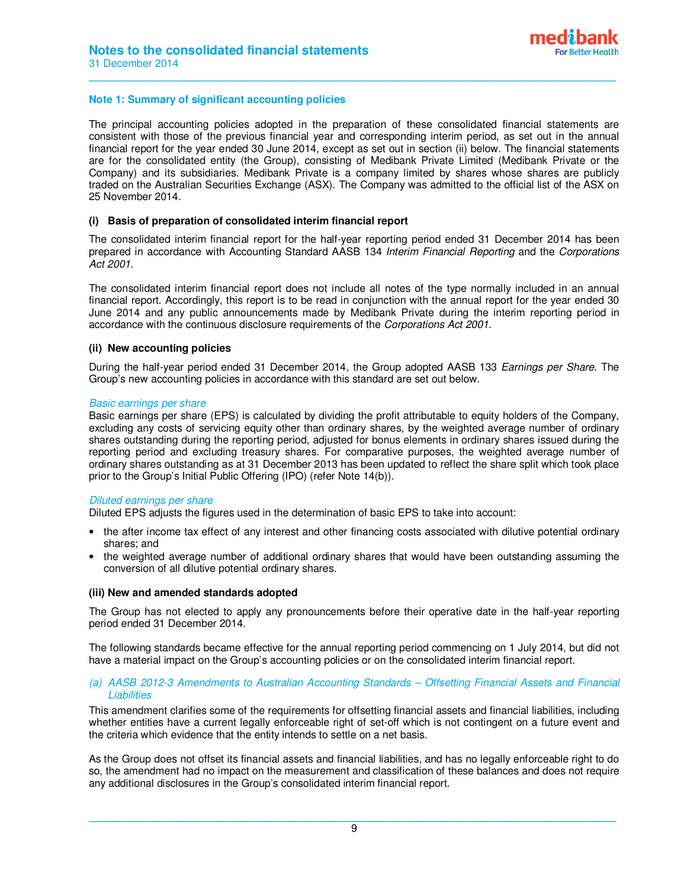## Note 1: Summary of significant accounting policies

The principal accounting policies adopted in the preparation of these consolidated financial statements are consistent with those of the previous financial year and corresponding interim period, as set out in the annual financial report for the year ended 30 June 2014, except as set out in section (ii) below. The financial statements are for the consolidated entity (the Group), consisting of Medibank Private Limited (Medibank Private or the Company) and its subsidiaries. Medibank Private is a company limited by shares whose shares are publicly traded on the Australian Securities Exchange (ASX). The Company was admitted to the official list of the ASX on 25 November 2014.

### (i) Basis of preparation of consolidated interim financial report

The consolidated interim financial report for the half-year reporting period ended 31 December 2014 has been prepared in accordance with Accounting Standard AASB 134 *Interim Financial Reporting* and the *Corporations Act 2001*.

The consolidated interim financial report does not include all notes of the type normally included in an annual financial report. Accordingly, this report is to be read in conjunction with the annual report for the year ended 30 June 2014 and any public announcements made by Medibank Private during the interim reporting period in accordance with the continuous disclosure requirements of the *Corporations Act 2001*.

### (ii) New accounting policies

During the half-year period ended 31 December 2014, the Group adopted AASB 133 *Earnings per Share*. The Group's new accounting policies in accordance with this standard are set out below.

*Basic earnings per share*

Basic earnings per share (EPS) is calculated by dividing the profit attributable to equity holders of the Company, excluding any costs of servicing equity other than ordinary shares, by the weighted average number of ordinary shares outstanding during the reporting period, adjusted for bonus elements in ordinary shares issued during the reporting period and excluding treasury shares. For comparative purposes, the weighted average number of ordinary shares outstanding as at 31 December 2013 has been updated to reflect the share split which took place prior to the Group's Initial Public Offering (IPO) (refer Note 14(b)).

*Diluted earnings per share*

Diluted EPS adjusts the figures used in the determination of basic EPS to take into account:

- the after income tax effect of any interest and other financing costs associated with dilutive potential ordinary shares; and
- the weighted average number of additional ordinary shares that would have been outstanding assuming the conversion of all dilutive potential ordinary shares.

### (iii) New and amended standards adopted

The Group has not elected to apply any pronouncements before their operative date in the half-year reporting period ended 31 December 2014.

The following standards became effective for the annual reporting period commencing on 1 July 2014, but did not have a material impact on the Group's accounting policies or on the consolidated interim financial report.

*(a) AASB 2012-3 Amendments to Australian Accounting Standards – Offsetting Financial Assets and Financial Liabilities*

This amendment clarifies some of the requirements for offsetting financial assets and financial liabilities, including whether entities have a current legally enforceable right of set-off which is not contingent on a future event and the criteria which evidence that the entity intends to settle on a net basis.

As the Group does not offset its financial assets and financial liabilities, and has no legally enforceable right to do so, the amendment had no impact on the measurement and classification of these balances and does not require any additional disclosures in the Group's consolidated interim financial report.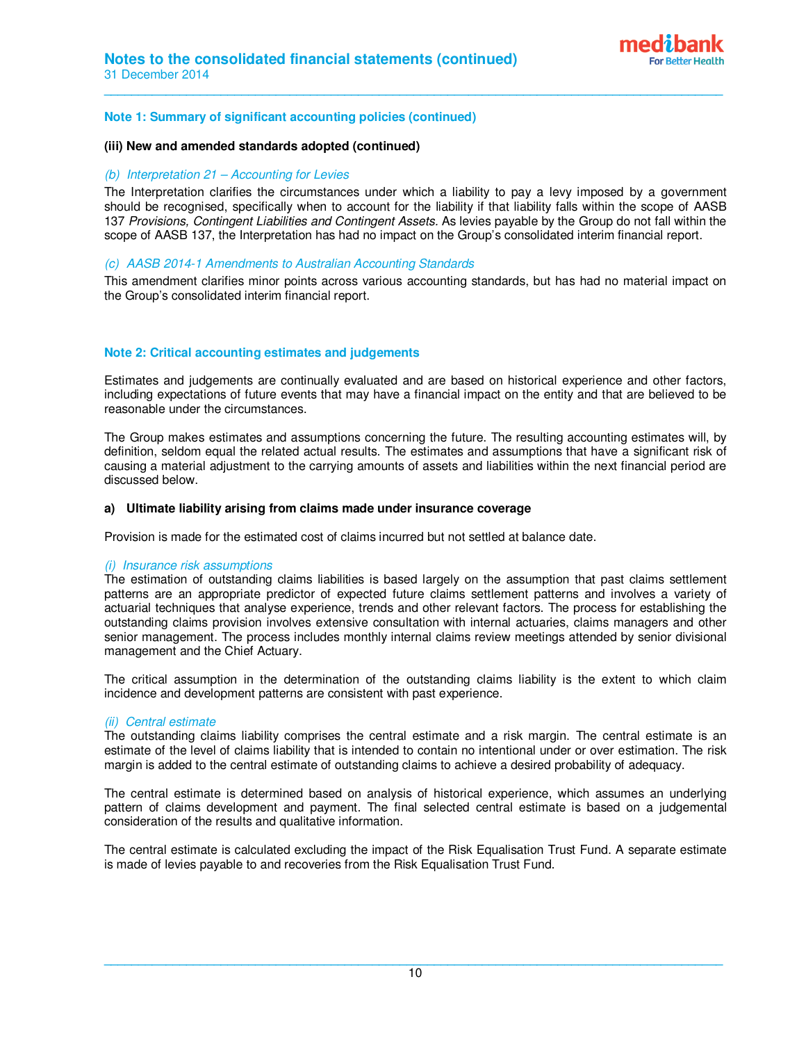## Note 1: Summary of significant accounting policies (continued)

**(iii) New and amended standards adopted (continued)**

*(b) Interpretation 21 – Accounting for Levies*

The Interpretation clarifies the circumstances under which a liability to pay a levy imposed by a government should be recognised, specifically when to account for the liability if that liability falls within the scope of AASB 137 *Provisions, Contingent Liabilities and Contingent Assets.* As levies payable by the Group do not fall within the scope of AASB 137, the Interpretation has had no impact on the Group's consolidated interim financial report.

*(c) AASB 2014-1 Amendments to Australian Accounting Standards*

This amendment clarifies minor points across various accounting standards, but has had no material impact on the Group's consolidated interim financial report.

## Note 2: Critical accounting estimates and judgements

Estimates and judgements are continually evaluated and are based on historical experience and other factors, including expectations of future events that may have a financial impact on the entity and that are believed to be reasonable under the circumstances.

The Group makes estimates and assumptions concerning the future. The resulting accounting estimates will, by definition, seldom equal the related actual results. The estimates and assumptions that have a significant risk of causing a material adjustment to the carrying amounts of assets and liabilities within the next financial period are discussed below.

**a) Ultimate liability arising from claims made under insurance coverage**

Provision is made for the estimated cost of claims incurred but not settled at balance date.

*(i) Insurance risk assumptions*

The estimation of outstanding claims liabilities is based largely on the assumption that past claims settlement patterns are an appropriate predictor of expected future claims settlement patterns and involves a variety of actuarial techniques that analyse experience, trends and other relevant factors. The process for establishing the outstanding claims provision involves extensive consultation with internal actuaries, claims managers and other senior management. The process includes monthly internal claims review meetings attended by senior divisional management and the Chief Actuary.

The critical assumption in the determination of the outstanding claims liability is the extent to which claim incidence and development patterns are consistent with past experience.

*(ii) Central estimate*

The outstanding claims liability comprises the central estimate and a risk margin. The central estimate is an estimate of the level of claims liability that is intended to contain no intentional under or over estimation. The risk margin is added to the central estimate of outstanding claims to achieve a desired probability of adequacy.

The central estimate is determined based on analysis of historical experience, which assumes an underlying pattern of claims development and payment. The final selected central estimate is based on a judgemental consideration of the results and qualitative information.

The central estimate is calculated excluding the impact of the Risk Equalisation Trust Fund. A separate estimate is made of levies payable to and recoveries from the Risk Equalisation Trust Fund.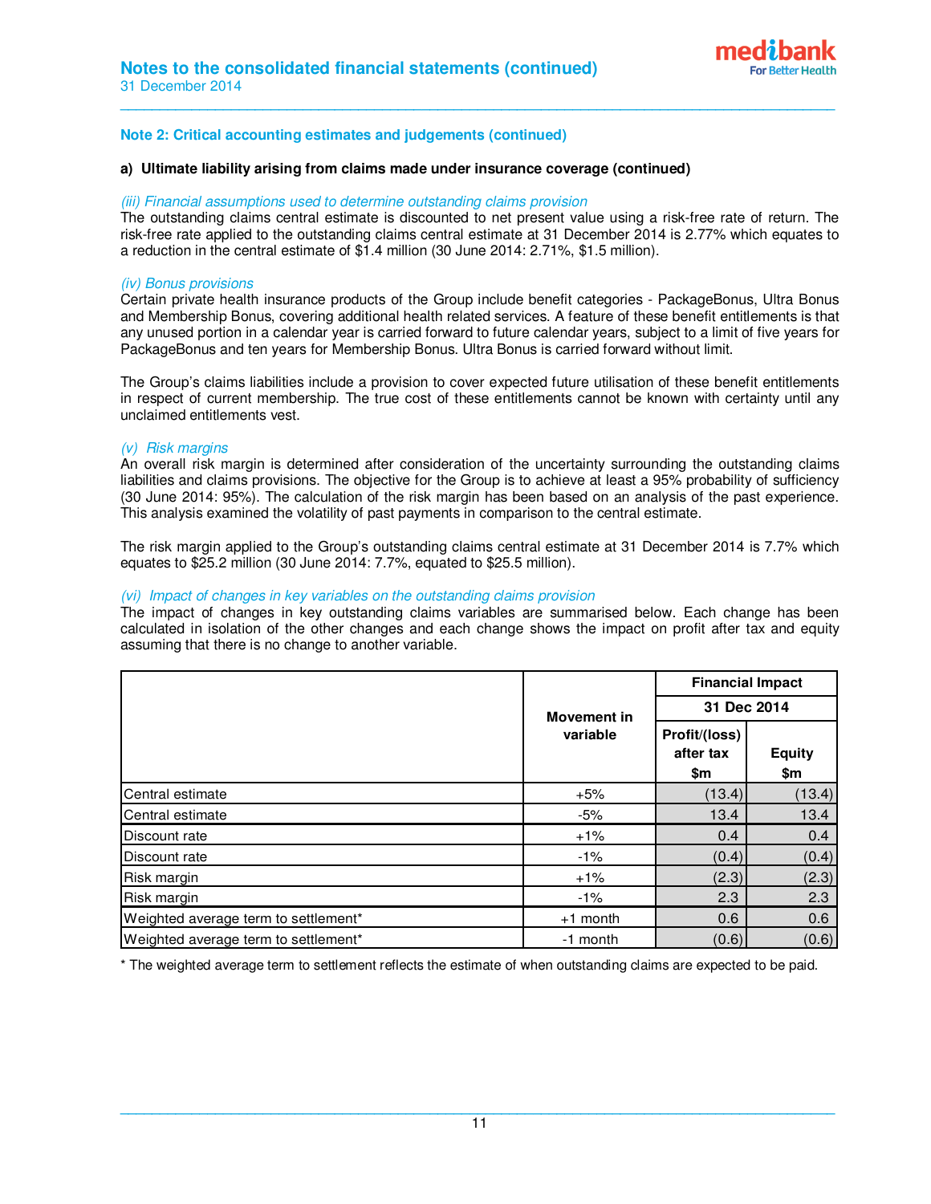## Note 2: Critical accounting estimates and judgements (continued)

### a) Ultimate liability arising from claims made under insurance coverage (continued)

*(iii) Financial assumptions used to determine outstanding claims provision*

The outstanding claims central estimate is discounted to net present value using a risk-free rate of return. The risk-free rate applied to the outstanding claims central estimate at 31 December 2014 is 2.77% which equates to a reduction in the central estimate of $1.4 million (30 June 2014: 2.71%, $1.5 million).

*(iv) Bonus provisions*

Certain private health insurance products of the Group include benefit categories - PackageBonus, Ultra Bonus and Membership Bonus, covering additional health related services. A feature of these benefit entitlements is that any unused portion in a calendar year is carried forward to future calendar years, subject to a limit of five years for PackageBonus and ten years for Membership Bonus. Ultra Bonus is carried forward without limit.

The Group's claims liabilities include a provision to cover expected future utilisation of these benefit entitlements in respect of current membership. The true cost of these entitlements cannot be known with certainty until any unclaimed entitlements vest.

*(v) Risk margins*

An overall risk margin is determined after consideration of the uncertainty surrounding the outstanding claims liabilities and claims provisions. The objective for the Group is to achieve at least a 95% probability of sufficiency (30 June 2014: 95%). The calculation of the risk margin has been based on an analysis of the past experience. This analysis examined the volatility of past payments in comparison to the central estimate.

The risk margin applied to the Group's outstanding claims central estimate at 31 December 2014 is 7.7% which equates to $25.2 million (30 June 2014: 7.7%, equated to $25.5 million).

*(vi) Impact of changes in key variables on the outstanding claims provision*

The impact of changes in key outstanding claims variables are summarised below. Each change has been calculated in isolation of the other changes and each change shows the impact on profit after tax and equity assuming that there is no change to another variable.

| | Movement in variable | Financial Impact 31 Dec 2014 | |
|---|---|---|---|
| | | Profit/(loss) after tax $m | Equity $m |
| Central estimate | +5% | (13.4) | (13.4) |
| Central estimate | -5% | 13.4 | 13.4 |
| Discount rate | +1% | 0.4 | 0.4 |
| Discount rate | -1% | (0.4) | (0.4) |
| Risk margin | +1% | (2.3) | (2.3) |
| Risk margin | -1% | 2.3 | 2.3 |
| Weighted average term to settlement* | +1 month | 0.6 | 0.6 |
| Weighted average term to settlement* | -1 month | (0.6) | (0.6) |

* The weighted average term to settlement reflects the estimate of when outstanding claims are expected to be paid.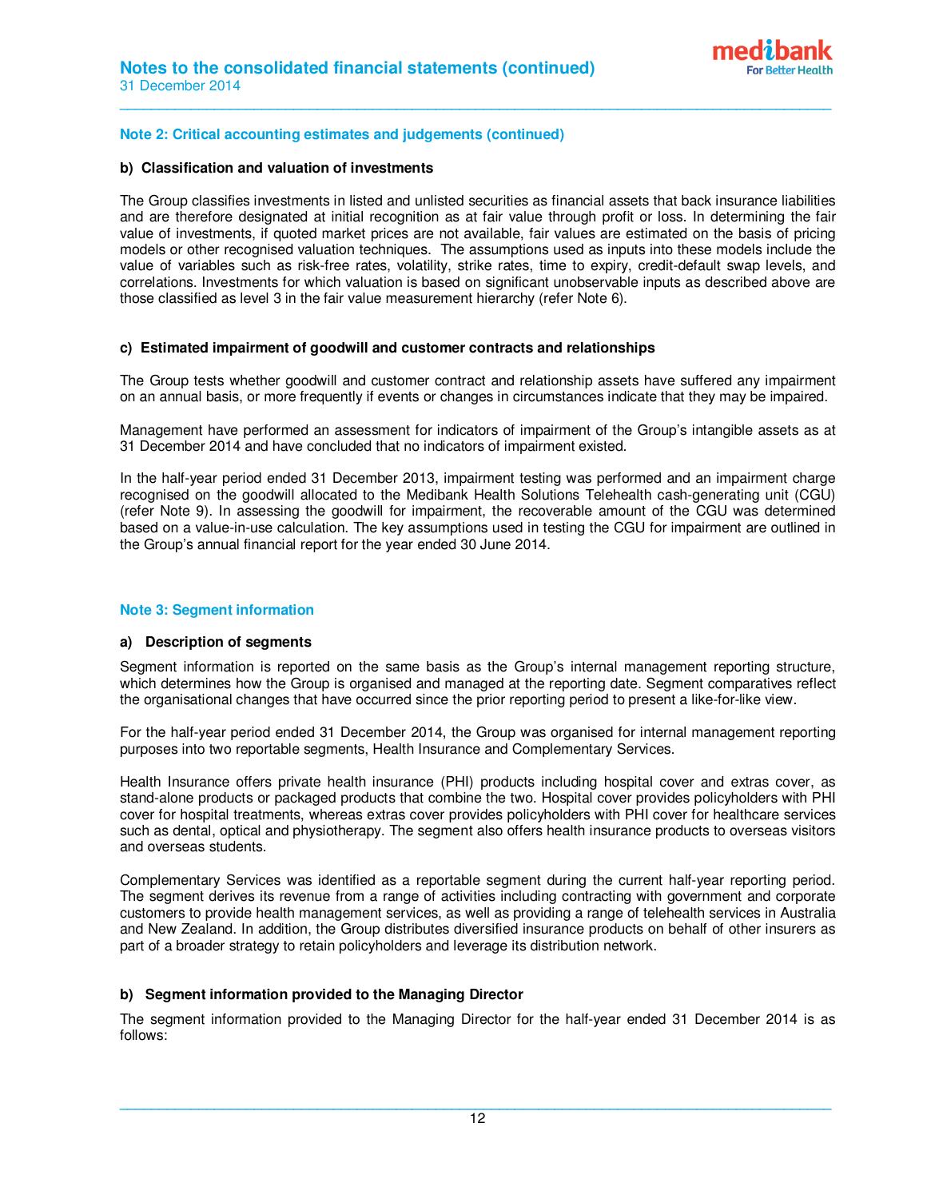## Note 2: Critical accounting estimates and judgements (continued)

### b) Classification and valuation of investments

The Group classifies investments in listed and unlisted securities as financial assets that back insurance liabilities and are therefore designated at initial recognition as at fair value through profit or loss. In determining the fair value of investments, if quoted market prices are not available, fair values are estimated on the basis of pricing models or other recognised valuation techniques. The assumptions used as inputs into these models include the value of variables such as risk-free rates, volatility, strike rates, time to expiry, credit-default swap levels, and correlations. Investments for which valuation is based on significant unobservable inputs as described above are those classified as level 3 in the fair value measurement hierarchy (refer Note 6).

### c) Estimated impairment of goodwill and customer contracts and relationships

The Group tests whether goodwill and customer contract and relationship assets have suffered any impairment on an annual basis, or more frequently if events or changes in circumstances indicate that they may be impaired.

Management have performed an assessment for indicators of impairment of the Group's intangible assets as at 31 December 2014 and have concluded that no indicators of impairment existed.

In the half-year period ended 31 December 2013, impairment testing was performed and an impairment charge recognised on the goodwill allocated to the Medibank Health Solutions Telehealth cash-generating unit (CGU) (refer Note 9). In assessing the goodwill for impairment, the recoverable amount of the CGU was determined based on a value-in-use calculation. The key assumptions used in testing the CGU for impairment are outlined in the Group's annual financial report for the year ended 30 June 2014.

## Note 3: Segment information

### a) Description of segments

Segment information is reported on the same basis as the Group's internal management reporting structure, which determines how the Group is organised and managed at the reporting date. Segment comparatives reflect the organisational changes that have occurred since the prior reporting period to present a like-for-like view.

For the half-year period ended 31 December 2014, the Group was organised for internal management reporting purposes into two reportable segments, Health Insurance and Complementary Services.

Health Insurance offers private health insurance (PHI) products including hospital cover and extras cover, as stand-alone products or packaged products that combine the two. Hospital cover provides policyholders with PHI cover for hospital treatments, whereas extras cover provides policyholders with PHI cover for healthcare services such as dental, optical and physiotherapy. The segment also offers health insurance products to overseas visitors and overseas students.

Complementary Services was identified as a reportable segment during the current half-year reporting period. The segment derives its revenue from a range of activities including contracting with government and corporate customers to provide health management services, as well as providing a range of telehealth services in Australia and New Zealand. In addition, the Group distributes diversified insurance products on behalf of other insurers as part of a broader strategy to retain policyholders and leverage its distribution network.

### b) Segment information provided to the Managing Director

The segment information provided to the Managing Director for the half-year ended 31 December 2014 is as follows: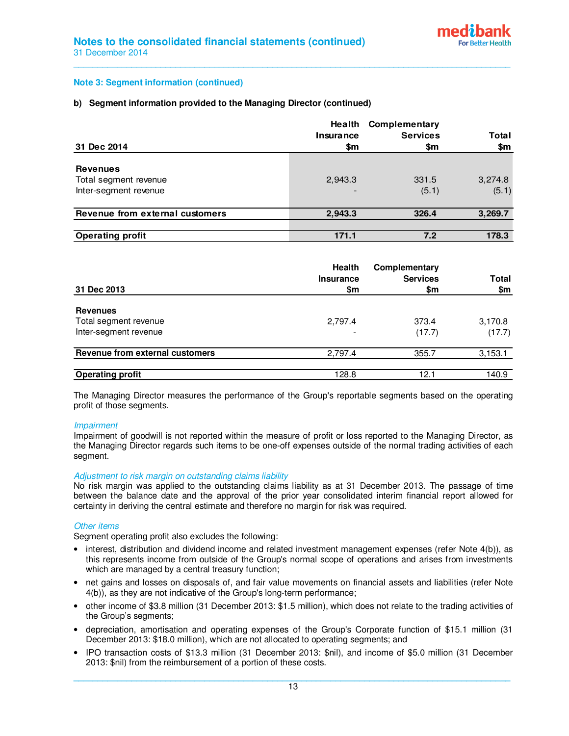## Note 3: Segment information (continued)

### b) Segment information provided to the Managing Director (continued)

| 31 Dec 2014 | Health Insurance $m | Complementary Services $m | Total $m |
|---|---|---|---|
| **Revenues** | | | |
| Total segment revenue | 2,943.3 | 331.5 | 3,274.8 |
| Inter-segment revenue | - | (5.1) | (5.1) |
| **Revenue from external customers** | **2,943.3** | **326.4** | **3,269.7** |
| **Operating profit** | **171.1** | **7.2** | **178.3** |

| 31 Dec 2013 | Health Insurance $m | Complementary Services $m | Total $m |
|---|---|---|---|
| **Revenues** | | | |
| Total segment revenue | 2,797.4 | 373.4 | 3,170.8 |
| Inter-segment revenue | - | (17.7) | (17.7) |
| **Revenue from external customers** | 2,797.4 | 355.7 | 3,153.1 |
| **Operating profit** | 128.8 | 12.1 | 140.9 |

The Managing Director measures the performance of the Group's reportable segments based on the operating profit of those segments.

*Impairment*

Impairment of goodwill is not reported within the measure of profit or loss reported to the Managing Director, as the Managing Director regards such items to be one-off expenses outside of the normal trading activities of each segment.

*Adjustment to risk margin on outstanding claims liability*

No risk margin was applied to the outstanding claims liability as at 31 December 2013. The passage of time between the balance date and the approval of the prior year consolidated interim financial report allowed for certainty in deriving the central estimate and therefore no margin for risk was required.

*Other items*

Segment operating profit also excludes the following:

- interest, distribution and dividend income and related investment management expenses (refer Note 4(b)), as this represents income from outside of the Group's normal scope of operations and arises from investments which are managed by a central treasury function;
- net gains and losses on disposals of, and fair value movements on financial assets and liabilities (refer Note 4(b)), as they are not indicative of the Group's long-term performance;
- other income of $3.8 million (31 December 2013: $1.5 million), which does not relate to the trading activities of the Group's segments;
- depreciation, amortisation and operating expenses of the Group's Corporate function of $15.1 million (31 December 2013: $18.0 million), which are not allocated to operating segments; and
- IPO transaction costs of $13.3 million (31 December 2013: $nil), and income of $5.0 million (31 December 2013: $nil) from the reimbursement of a portion of these costs.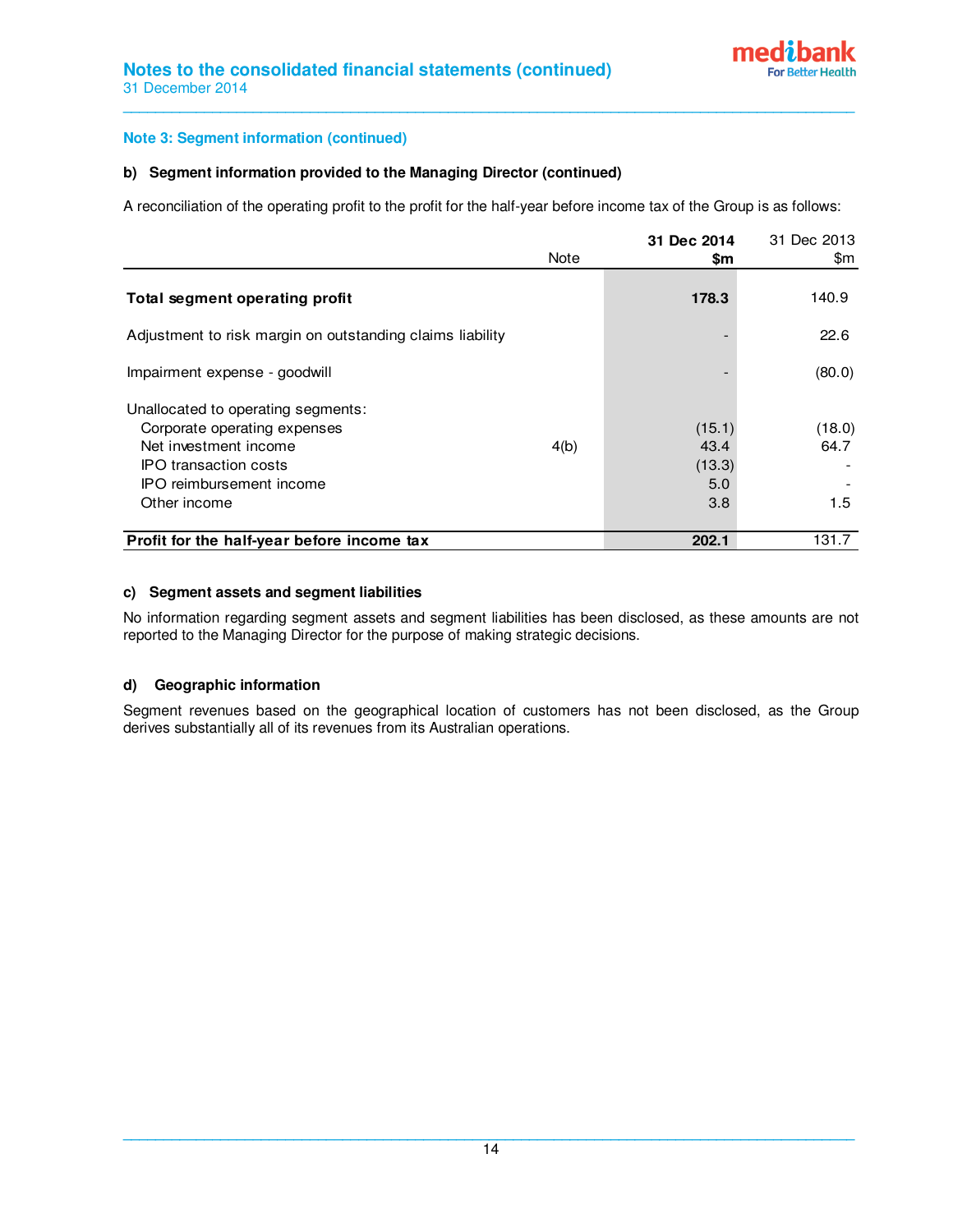## Note 3: Segment information (continued)

### b) Segment information provided to the Managing Director (continued)

A reconciliation of the operating profit to the profit for the half-year before income tax of the Group is as follows:

| | Note | 31 Dec 2014 $m | 31 Dec 2013 $m |
|---|---|---|---|
| **Total segment operating profit** | | **178.3** | 140.9 |
| Adjustment to risk margin on outstanding claims liability | | - | 22.6 |
| Impairment expense - goodwill | | - | (80.0) |
| Unallocated to operating segments: | | | |
| Corporate operating expenses | | (15.1) | (18.0) |
| Net investment income | 4(b) | 43.4 | 64.7 |
| IPO transaction costs | | (13.3) | - |
| IPO reimbursement income | | 5.0 | - |
| Other income | | 3.8 | 1.5 |
| **Profit for the half-year before income tax** | | **202.1** | 131.7 |

### c) Segment assets and segment liabilities

No information regarding segment assets and segment liabilities has been disclosed, as these amounts are not reported to the Managing Director for the purpose of making strategic decisions.

### d) Geographic information

Segment revenues based on the geographical location of customers has not been disclosed, as the Group derives substantially all of its revenues from its Australian operations.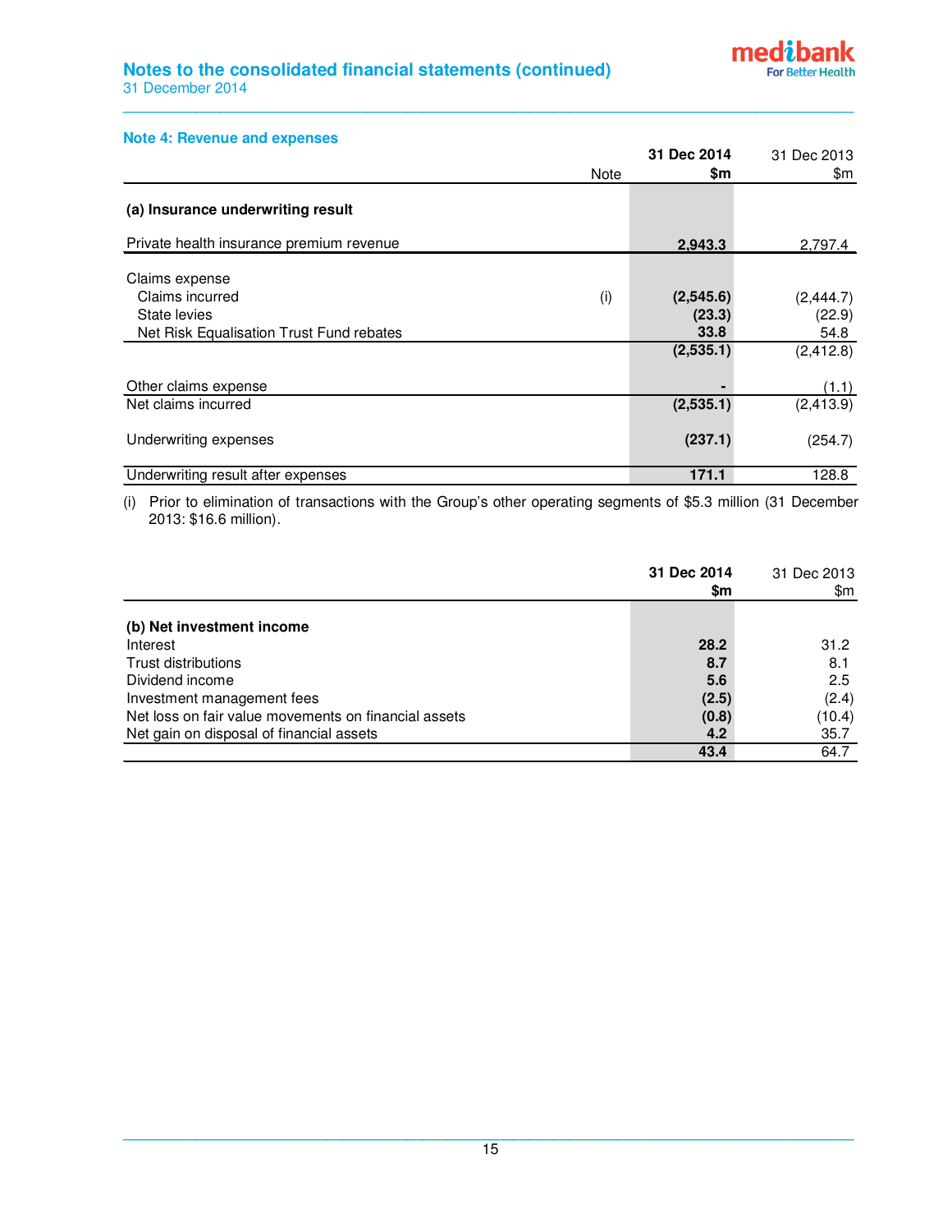## Note 4: Revenue and expenses

| | Note | 31 Dec 2014 $m | 31 Dec 2013 $m |
|---|---|---|---|
| **(a) Insurance underwriting result** | | | |
| Private health insurance premium revenue | | **2,943.3** | 2,797.4 |
| Claims expense | | | |
| Claims incurred | (i) | **(2,545.6)** | (2,444.7) |
| State levies | | **(23.3)** | (22.9) |
| Net Risk Equalisation Trust Fund rebates | | **33.8** | 54.8 |
| | | **(2,535.1)** | (2,412.8) |
| Other claims expense | | **-** | (1.1) |
| Net claims incurred | | **(2,535.1)** | (2,413.9) |
| Underwriting expenses | | **(237.1)** | (254.7) |
| Underwriting result after expenses | | **171.1** | 128.8 |

(i) Prior to elimination of transactions with the Group's other operating segments of $5.3 million (31 December 2013: $16.6 million).

| | 31 Dec 2014 $m | 31 Dec 2013 $m |
|---|---|---|
| **(b) Net investment income** | | |
| Interest | **28.2** | 31.2 |
| Trust distributions | **8.7** | 8.1 |
| Dividend income | **5.6** | 2.5 |
| Investment management fees | **(2.5)** | (2.4) |
| Net loss on fair value movements on financial assets | **(0.8)** | (10.4) |
| Net gain on disposal of financial assets | **4.2** | 35.7 |
| | **43.4** | 64.7 |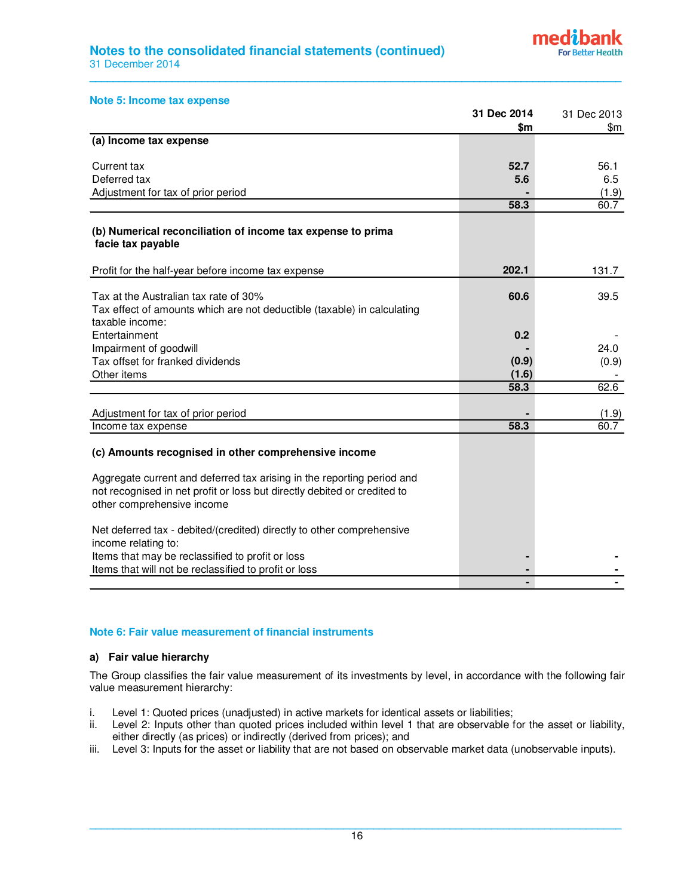## Note 5: Income tax expense

| | 31 Dec 2014 $m | 31 Dec 2013 $m |
|---|---|---|
| **(a) Income tax expense** | | |
| Current tax | **52.7** | 56.1 |
| Deferred tax | **5.6** | 6.5 |
| Adjustment for tax of prior period | **-** | (1.9) |
| | **58.3** | 60.7 |
| **(b) Numerical reconciliation of income tax expense to prima facie tax payable** | | |
| Profit for the half-year before income tax expense | **202.1** | 131.7 |
| Tax at the Australian tax rate of 30% | **60.6** | 39.5 |
| Tax effect of amounts which are not deductible (taxable) in calculating taxable income: | | |
| Entertainment | **0.2** | - |
| Impairment of goodwill | **-** | 24.0 |
| Tax offset for franked dividends | **(0.9)** | (0.9) |
| Other items | **(1.6)** | - |
| | **58.3** | 62.6 |
| Adjustment for tax of prior period | **-** | (1.9) |
| Income tax expense | **58.3** | 60.7 |
| **(c) Amounts recognised in other comprehensive income** | | |
| Aggregate current and deferred tax arising in the reporting period and not recognised in net profit or loss but directly debited or credited to other comprehensive income | | |
| Net deferred tax - debited/(credited) directly to other comprehensive income relating to: | | |
| Items that may be reclassified to profit or loss | **-** | - |
| Items that will not be reclassified to profit or loss | **-** | - |
| | **-** | - |

## Note 6: Fair value measurement of financial instruments

### a) Fair value hierarchy

The Group classifies the fair value measurement of its investments by level, in accordance with the following fair value measurement hierarchy:

i. Level 1: Quoted prices (unadjusted) in active markets for identical assets or liabilities;
ii. Level 2: Inputs other than quoted prices included within level 1 that are observable for the asset or liability, either directly (as prices) or indirectly (derived from prices); and
iii. Level 3: Inputs for the asset or liability that are not based on observable market data (unobservable inputs).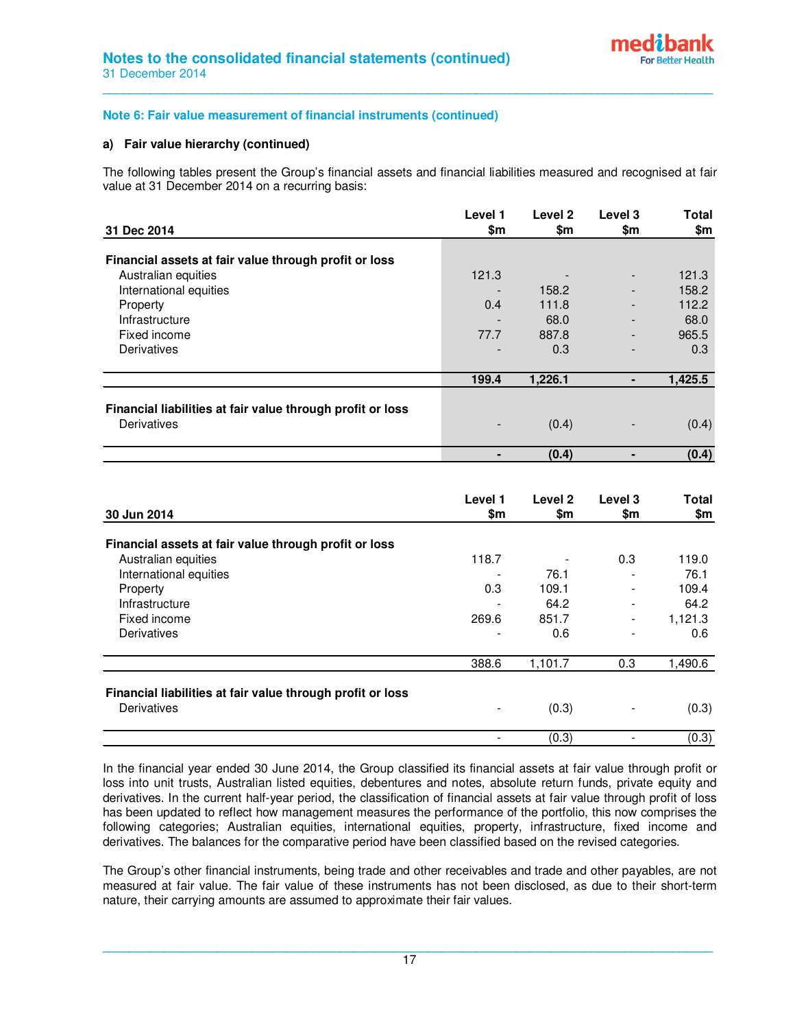## Note 6: Fair value measurement of financial instruments (continued)

### a) Fair value hierarchy (continued)

The following tables present the Group's financial assets and financial liabilities measured and recognised at fair value at 31 December 2014 on a recurring basis:

| 31 Dec 2014 | Level 1 $m | Level 2 $m | Level 3 $m | Total $m |
|---|---|---|---|---|
| **Financial assets at fair value through profit or loss** | | | | |
| Australian equities | 121.3 | - | - | 121.3 |
| International equities | - | 158.2 | - | 158.2 |
| Property | 0.4 | 111.8 | - | 112.2 |
| Infrastructure | - | 68.0 | - | 68.0 |
| Fixed income | 77.7 | 887.8 | - | 965.5 |
| Derivatives | - | 0.3 | - | 0.3 |
| | **199.4** | **1,226.1** | **-** | **1,425.5** |
| **Financial liabilities at fair value through profit or loss** | | | | |
| Derivatives | - | (0.4) | - | (0.4) |
| | **-** | **(0.4)** | **-** | **(0.4)** |

| 30 Jun 2014 | Level 1 $m | Level 2 $m | Level 3 $m | Total $m |
|---|---|---|---|---|
| **Financial assets at fair value through profit or loss** | | | | |
| Australian equities | 118.7 | - | 0.3 | 119.0 |
| International equities | - | 76.1 | - | 76.1 |
| Property | 0.3 | 109.1 | - | 109.4 |
| Infrastructure | - | 64.2 | - | 64.2 |
| Fixed income | 269.6 | 851.7 | - | 1,121.3 |
| Derivatives | - | 0.6 | - | 0.6 |
| | 388.6 | 1,101.7 | 0.3 | 1,490.6 |
| **Financial liabilities at fair value through profit or loss** | | | | |
| Derivatives | - | (0.3) | - | (0.3) |
| | - | (0.3) | - | (0.3) |

In the financial year ended 30 June 2014, the Group classified its financial assets at fair value through profit or loss into unit trusts, Australian listed equities, debentures and notes, absolute return funds, private equity and derivatives. In the current half-year period, the classification of financial assets at fair value through profit of loss has been updated to reflect how management measures the performance of the portfolio, this now comprises the following categories; Australian equities, international equities, property, infrastructure, fixed income and derivatives. The balances for the comparative period have been classified based on the revised categories.

The Group's other financial instruments, being trade and other receivables and trade and other payables, are not measured at fair value. The fair value of these instruments has not been disclosed, as due to their short-term nature, their carrying amounts are assumed to approximate their fair values.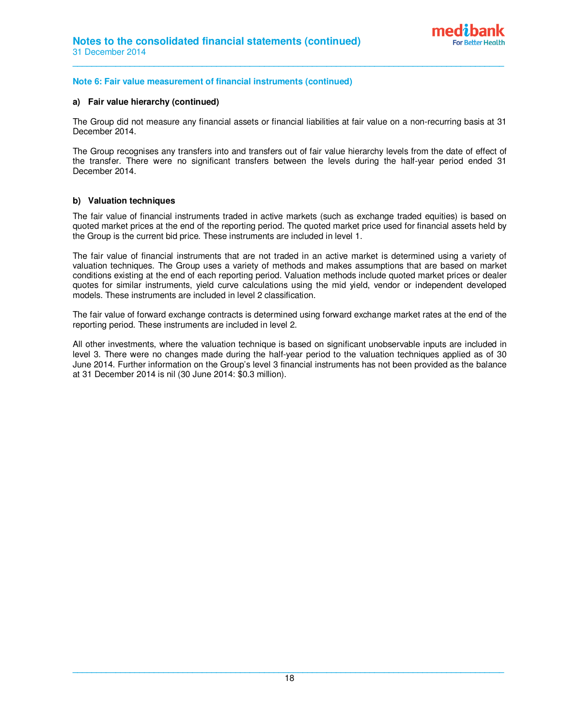### Note 6: Fair value measurement of financial instruments (continued)

**a) Fair value hierarchy (continued)**

The Group did not measure any financial assets or financial liabilities at fair value on a non-recurring basis at 31 December 2014.

The Group recognises any transfers into and transfers out of fair value hierarchy levels from the date of effect of the transfer. There were no significant transfers between the levels during the half-year period ended 31 December 2014.

**b) Valuation techniques**

The fair value of financial instruments traded in active markets (such as exchange traded equities) is based on quoted market prices at the end of the reporting period. The quoted market price used for financial assets held by the Group is the current bid price. These instruments are included in level 1.

The fair value of financial instruments that are not traded in an active market is determined using a variety of valuation techniques. The Group uses a variety of methods and makes assumptions that are based on market conditions existing at the end of each reporting period. Valuation methods include quoted market prices or dealer quotes for similar instruments, yield curve calculations using the mid yield, vendor or independent developed models. These instruments are included in level 2 classification.

The fair value of forward exchange contracts is determined using forward exchange market rates at the end of the reporting period. These instruments are included in level 2.

All other investments, where the valuation technique is based on significant unobservable inputs are included in level 3. There were no changes made during the half-year period to the valuation techniques applied as of 30 June 2014. Further information on the Group's level 3 financial instruments has not been provided as the balance at 31 December 2014 is nil (30 June 2014: $0.3 million).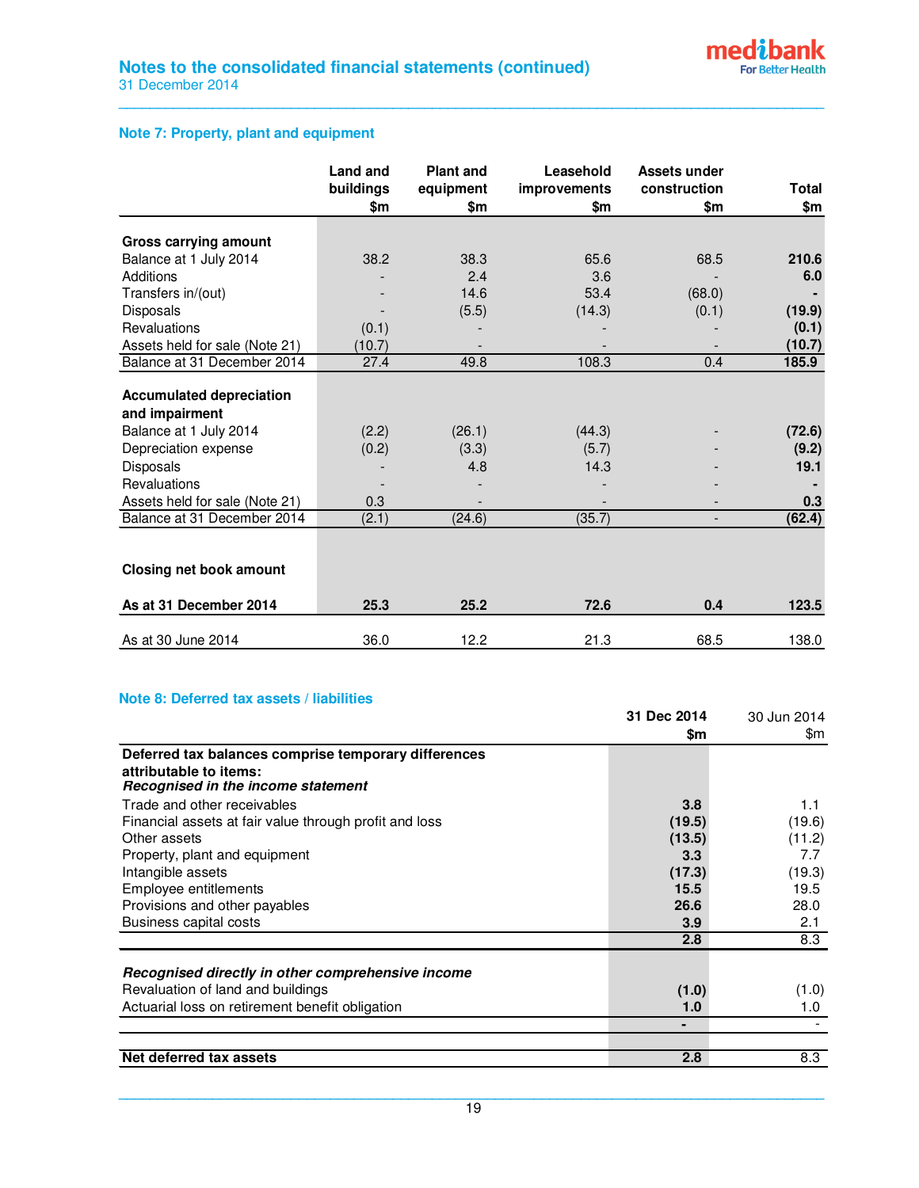### Note 7: Property, plant and equipment

| | Land and buildings $m | Plant and equipment $m | Leasehold improvements $m | Assets under construction $m | Total $m |
|---|---|---|---|---|---|
| **Gross carrying amount** | | | | | |
| Balance at 1 July 2014 | 38.2 | 38.3 | 65.6 | 68.5 | **210.6** |
| Additions | - | 2.4 | 3.6 | - | **6.0** |
| Transfers in/(out) | - | 14.6 | 53.4 | (68.0) | **-** |
| Disposals | - | (5.5) | (14.3) | (0.1) | **(19.9)** |
| Revaluations | (0.1) | - | - | - | **(0.1)** |
| Assets held for sale (Note 21) | (10.7) | - | - | - | **(10.7)** |
| Balance at 31 December 2014 | 27.4 | 49.8 | 108.3 | 0.4 | **185.9** |
| **Accumulated depreciation and impairment** | | | | | |
| Balance at 1 July 2014 | (2.2) | (26.1) | (44.3) | - | **(72.6)** |
| Depreciation expense | (0.2) | (3.3) | (5.7) | - | **(9.2)** |
| Disposals | - | 4.8 | 14.3 | - | **19.1** |
| Revaluations | - | - | - | - | **-** |
| Assets held for sale (Note 21) | 0.3 | - | - | - | **0.3** |
| Balance at 31 December 2014 | (2.1) | (24.6) | (35.7) | - | **(62.4)** |
| **Closing net book amount** | | | | | |
| **As at 31 December 2014** | **25.3** | **25.2** | **72.6** | **0.4** | **123.5** |
| As at 30 June 2014 | 36.0 | 12.2 | 21.3 | 68.5 | 138.0 |

### Note 8: Deferred tax assets / liabilities

| | 31 Dec 2014 $m | 30 Jun 2014 $m |
|---|---|---|
| **Deferred tax balances comprise temporary differences attributable to items:** | | |
| ***Recognised in the income statement*** | | |
| Trade and other receivables | **3.8** | 1.1 |
| Financial assets at fair value through profit and loss | **(19.5)** | (19.6) |
| Other assets | **(13.5)** | (11.2) |
| Property, plant and equipment | **3.3** | 7.7 |
| Intangible assets | **(17.3)** | (19.3) |
| Employee entitlements | **15.5** | 19.5 |
| Provisions and other payables | **26.6** | 28.0 |
| Business capital costs | **3.9** | 2.1 |
| | **2.8** | 8.3 |
| ***Recognised directly in other comprehensive income*** | | |
| Revaluation of land and buildings | **(1.0)** | (1.0) |
| Actuarial loss on retirement benefit obligation | **1.0** | 1.0 |
| | **-** | - |
| **Net deferred tax assets** | **2.8** | 8.3 |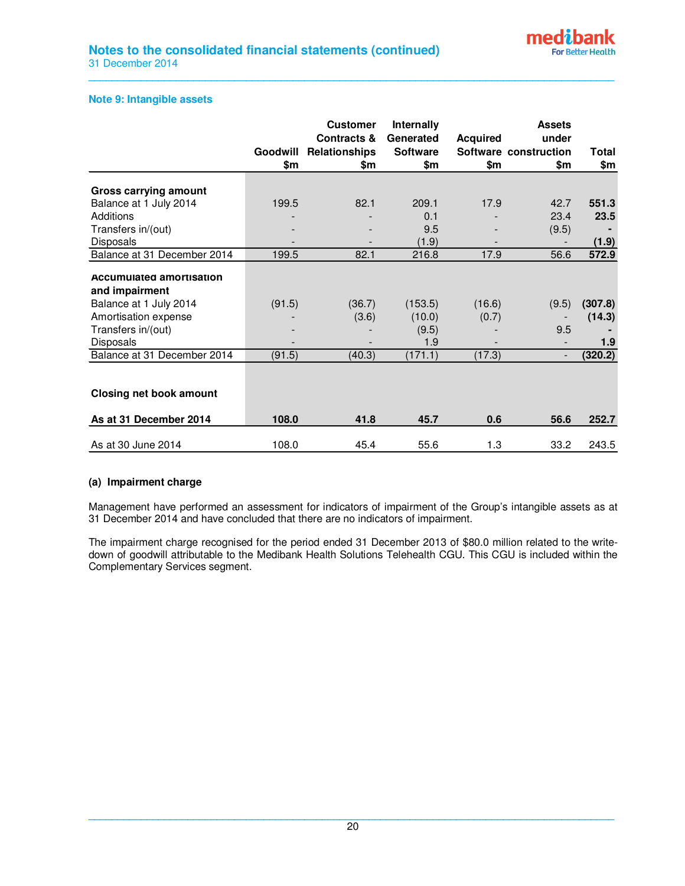### Note 9: Intangible assets

| | Goodwill $m | Customer Contracts & Relationships $m | Internally Generated Software $m | Acquired Software $m | Assets under construction $m | Total $m |
|---|---|---|---|---|---|---|
| **Gross carrying amount** | | | | | | |
| Balance at 1 July 2014 | 199.5 | 82.1 | 209.1 | 17.9 | 42.7 | **551.3** |
| Additions | - | - | 0.1 | - | 23.4 | **23.5** |
| Transfers in/(out) | - | - | 9.5 | - | (9.5) | **-** |
| Disposals | - | - | (1.9) | - | - | **(1.9)** |
| Balance at 31 December 2014 | 199.5 | 82.1 | 216.8 | 17.9 | 56.6 | **572.9** |
| **Accumulated amortisation and impairment** | | | | | | |
| Balance at 1 July 2014 | (91.5) | (36.7) | (153.5) | (16.6) | (9.5) | **(307.8)** |
| Amortisation expense | - | (3.6) | (10.0) | (0.7) | - | **(14.3)** |
| Transfers in/(out) | - | - | (9.5) | - | 9.5 | **-** |
| Disposals | - | - | 1.9 | - | - | **1.9** |
| Balance at 31 December 2014 | (91.5) | (40.3) | (171.1) | (17.3) | - | **(320.2)** |
| **Closing net book amount** | | | | | | |
| **As at 31 December 2014** | **108.0** | **41.8** | **45.7** | **0.6** | **56.6** | **252.7** |
| As at 30 June 2014 | 108.0 | 45.4 | 55.6 | 1.3 | 33.2 | 243.5 |

#### (a) Impairment charge

Management have performed an assessment for indicators of impairment of the Group's intangible assets as at 31 December 2014 and have concluded that there are no indicators of impairment.

The impairment charge recognised for the period ended 31 December 2013 of $80.0 million related to the write-down of goodwill attributable to the Medibank Health Solutions Telehealth CGU. This CGU is included within the Complementary Services segment.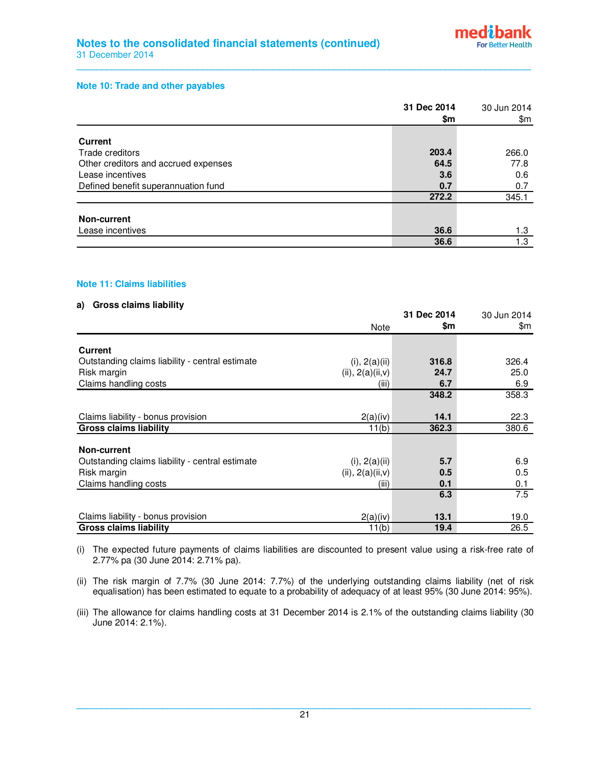## Note 10: Trade and other payables

| | 31 Dec 2014 $m | 30 Jun 2014 $m |
|---|---|---|
| **Current** | | |
| Trade creditors | **203.4** | 266.0 |
| Other creditors and accrued expenses | **64.5** | 77.8 |
| Lease incentives | **3.6** | 0.6 |
| Defined benefit superannuation fund | **0.7** | 0.7 |
| | **272.2** | 345.1 |
| **Non-current** | | |
| Lease incentives | **36.6** | 1.3 |
| | **36.6** | 1.3 |

## Note 11: Claims liabilities

### a) Gross claims liability

| | Note | 31 Dec 2014 $m | 30 Jun 2014 $m |
|---|---|---|---|
| **Current** | | | |
| Outstanding claims liability - central estimate | (i), 2(a)(ii) | **316.8** | 326.4 |
| Risk margin | (ii), 2(a)(ii,v) | **24.7** | 25.0 |
| Claims handling costs | (iii) | **6.7** | 6.9 |
| | | **348.2** | 358.3 |
| Claims liability - bonus provision | 2(a)(iv) | **14.1** | 22.3 |
| **Gross claims liability** | 11(b) | **362.3** | 380.6 |
| **Non-current** | | | |
| Outstanding claims liability - central estimate | (i), 2(a)(ii) | **5.7** | 6.9 |
| Risk margin | (ii), 2(a)(ii,v) | **0.5** | 0.5 |
| Claims handling costs | (iii) | **0.1** | 0.1 |
| | | **6.3** | 7.5 |
| Claims liability - bonus provision | 2(a)(iv) | **13.1** | 19.0 |
| **Gross claims liability** | 11(b) | **19.4** | 26.5 |

(i) The expected future payments of claims liabilities are discounted to present value using a risk-free rate of 2.77% pa (30 June 2014: 2.71% pa).

(ii) The risk margin of 7.7% (30 June 2014: 7.7%) of the underlying outstanding claims liability (net of risk equalisation) has been estimated to equate to a probability of adequacy of at least 95% (30 June 2014: 95%).

(iii) The allowance for claims handling costs at 31 December 2014 is 2.1% of the outstanding claims liability (30 June 2014: 2.1%).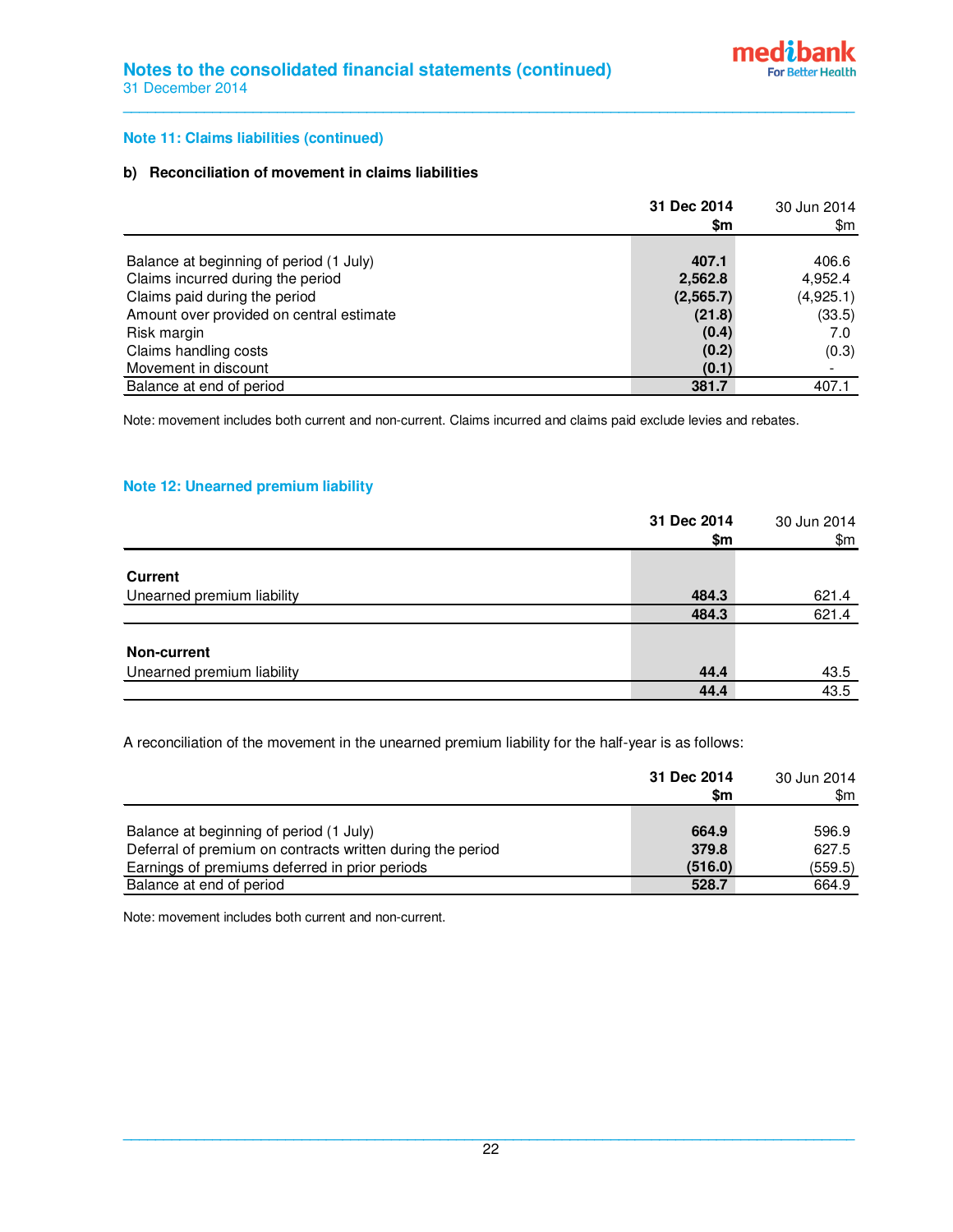### Note 11: Claims liabilities (continued)

#### b) Reconciliation of movement in claims liabilities

| | 31 Dec 2014 $m | 30 Jun 2014 $m |
|---|---|---|
| Balance at beginning of period (1 July) | **407.1** | 406.6 |
| Claims incurred during the period | **2,562.8** | 4,952.4 |
| Claims paid during the period | **(2,565.7)** | (4,925.1) |
| Amount over provided on central estimate | **(21.8)** | (33.5) |
| Risk margin | **(0.4)** | 7.0 |
| Claims handling costs | **(0.2)** | (0.3) |
| Movement in discount | **(0.1)** | - |
| Balance at end of period | **381.7** | 407.1 |

Note: movement includes both current and non-current. Claims incurred and claims paid exclude levies and rebates.

### Note 12: Unearned premium liability

| | 31 Dec 2014 $m | 30 Jun 2014 $m |
|---|---|---|
| **Current** | | |
| Unearned premium liability | **484.3** | 621.4 |
| | **484.3** | 621.4 |
| **Non-current** | | |
| Unearned premium liability | **44.4** | 43.5 |
| | **44.4** | 43.5 |

A reconciliation of the movement in the unearned premium liability for the half-year is as follows:

| | 31 Dec 2014 $m | 30 Jun 2014 $m |
|---|---|---|
| Balance at beginning of period (1 July) | **664.9** | 596.9 |
| Deferral of premium on contracts written during the period | **379.8** | 627.5 |
| Earnings of premiums deferred in prior periods | **(516.0)** | (559.5) |
| Balance at end of period | **528.7** | 664.9 |

Note: movement includes both current and non-current.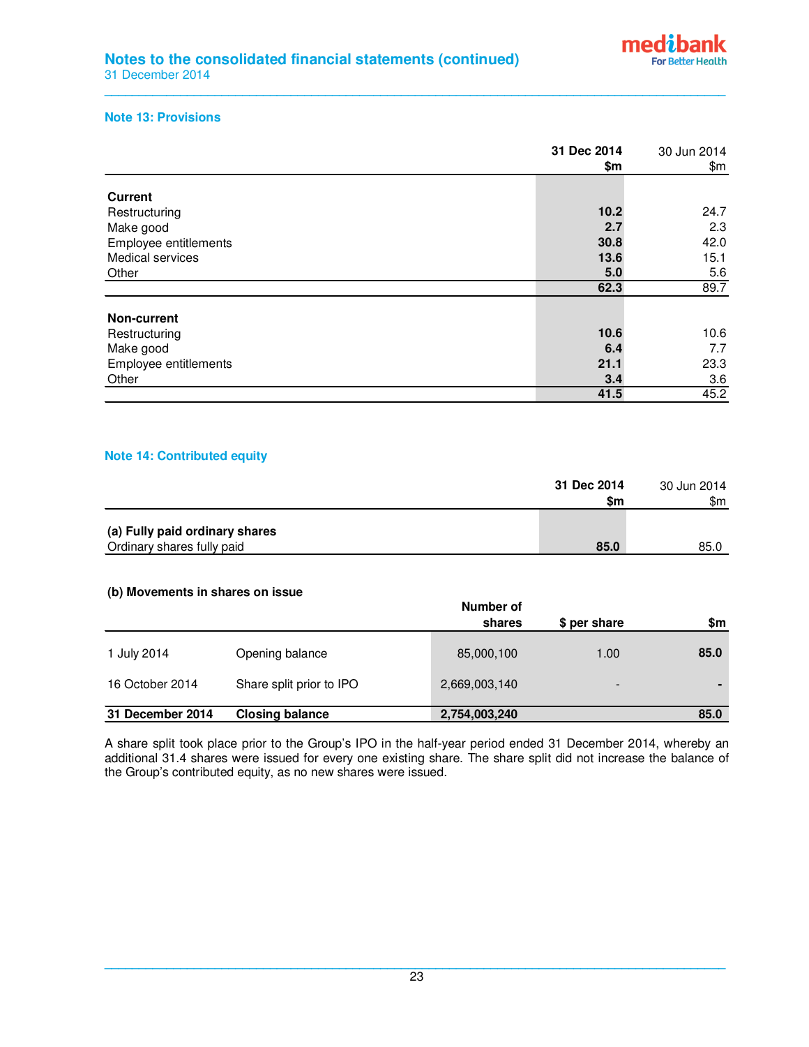## Note 13: Provisions

| | 31 Dec 2014 $m | 30 Jun 2014 $m |
|---|---|---|
| **Current** | | |
| Restructuring | **10.2** | 24.7 |
| Make good | **2.7** | 2.3 |
| Employee entitlements | **30.8** | 42.0 |
| Medical services | **13.6** | 15.1 |
| Other | **5.0** | 5.6 |
| | **62.3** | 89.7 |
| **Non-current** | | |
| Restructuring | **10.6** | 10.6 |
| Make good | **6.4** | 7.7 |
| Employee entitlements | **21.1** | 23.3 |
| Other | **3.4** | 3.6 |
| | **41.5** | 45.2 |

## Note 14: Contributed equity

| | 31 Dec 2014 $m | 30 Jun 2014 $m |
|---|---|---|
| **(a) Fully paid ordinary shares** | | |
| Ordinary shares fully paid | **85.0** | 85.0 |

**(b) Movements in shares on issue**

| | | Number of shares | $ per share | $m |
|---|---|---|---|---|
| 1 July 2014 | Opening balance | 85,000,100 | 1.00 | **85.0** |
| 16 October 2014 | Share split prior to IPO | 2,669,003,140 | - | **-** |
| **31 December 2014** | **Closing balance** | **2,754,003,240** | | **85.0** |

A share split took place prior to the Group's IPO in the half-year period ended 31 December 2014, whereby an additional 31.4 shares were issued for every one existing share. The share split did not increase the balance of the Group's contributed equity, as no new shares were issued.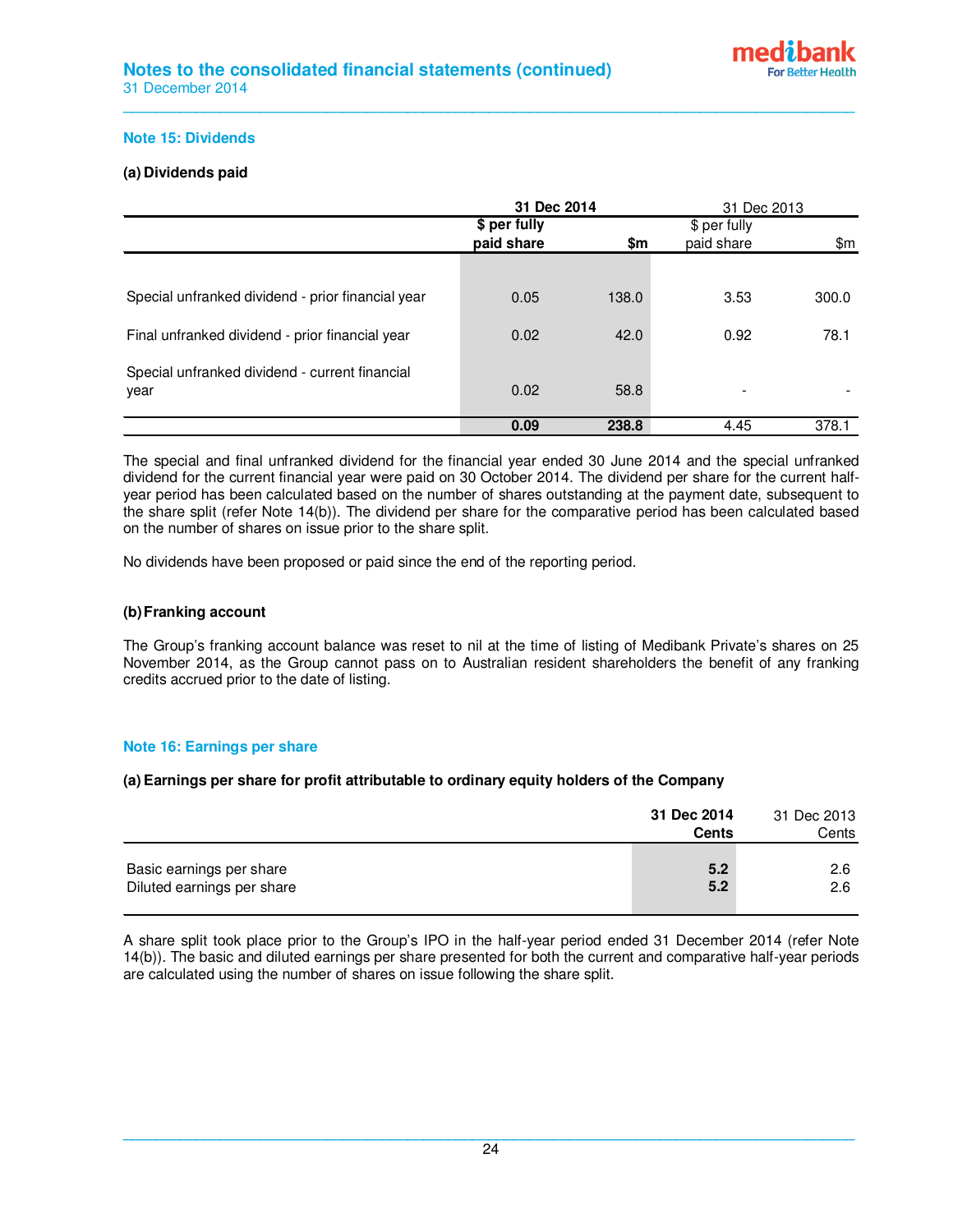## Note 15: Dividends

### (a) Dividends paid

| | 31 Dec 2014 | | 31 Dec 2013 | |
|---|---|---|---|---|
| | $ per fully paid share | $m | $ per fully paid share | $m |
| Special unfranked dividend - prior financial year | 0.05 | 138.0 | 3.53 | 300.0 |
| Final unfranked dividend - prior financial year | 0.02 | 42.0 | 0.92 | 78.1 |
| Special unfranked dividend - current financial year | 0.02 | 58.8 | - | - |
| | **0.09** | **238.8** | 4.45 | 378.1 |

The special and final unfranked dividend for the financial year ended 30 June 2014 and the special unfranked dividend for the current financial year were paid on 30 October 2014. The dividend per share for the current half-year period has been calculated based on the number of shares outstanding at the payment date, subsequent to the share split (refer Note 14(b)). The dividend per share for the comparative period has been calculated based on the number of shares on issue prior to the share split.

No dividends have been proposed or paid since the end of the reporting period.

### (b) Franking account

The Group's franking account balance was reset to nil at the time of listing of Medibank Private's shares on 25 November 2014, as the Group cannot pass on to Australian resident shareholders the benefit of any franking credits accrued prior to the date of listing.

## Note 16: Earnings per share

### (a) Earnings per share for profit attributable to ordinary equity holders of the Company

| | 31 Dec 2014 Cents | 31 Dec 2013 Cents |
|---|---|---|
| Basic earnings per share | **5.2** | 2.6 |
| Diluted earnings per share | **5.2** | 2.6 |

A share split took place prior to the Group's IPO in the half-year period ended 31 December 2014 (refer Note 14(b)). The basic and diluted earnings per share presented for both the current and comparative half-year periods are calculated using the number of shares on issue following the share split.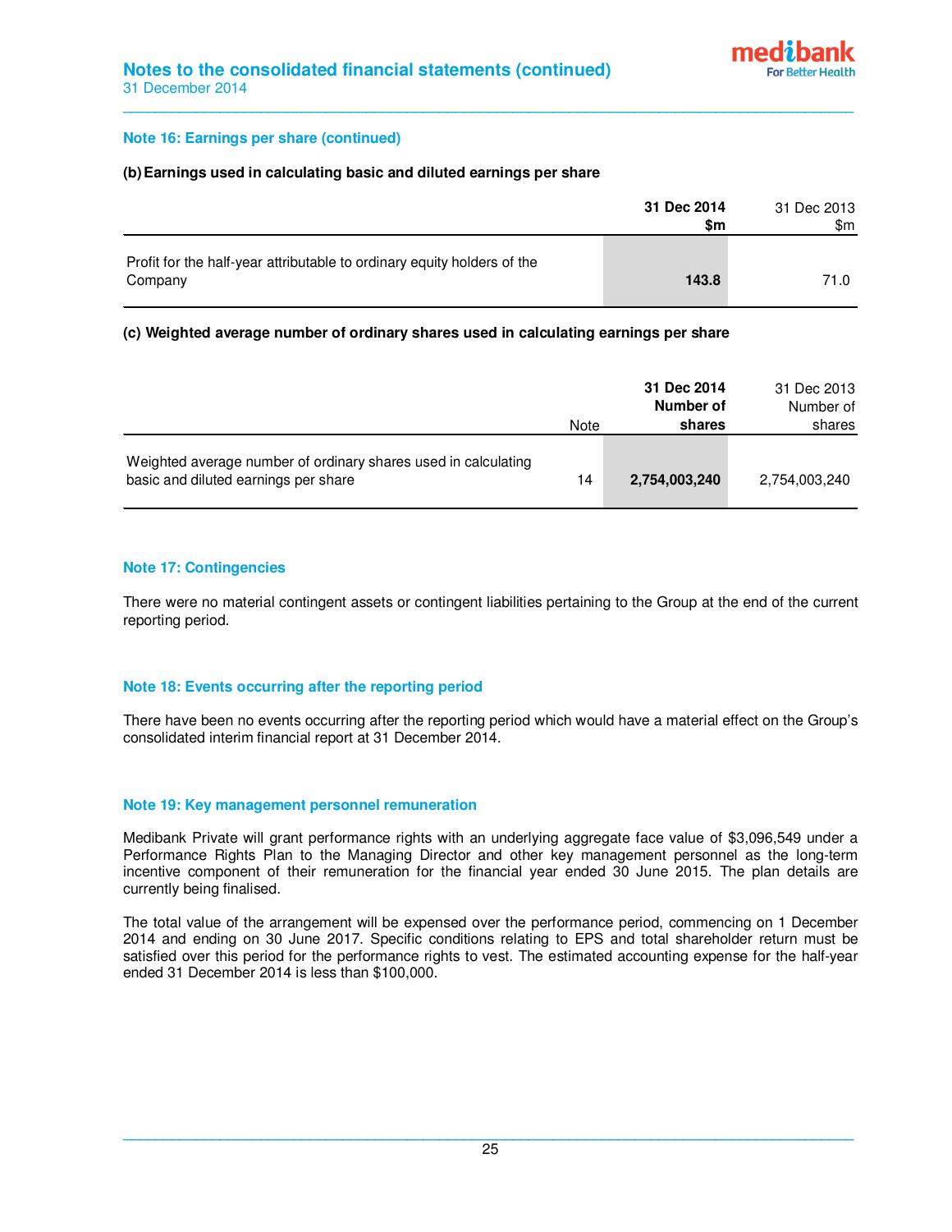## Note 16: Earnings per share (continued)

### (b) Earnings used in calculating basic and diluted earnings per share

| | 31 Dec 2014 $m | 31 Dec 2013 $m |
|---|---|---|
| Profit for the half-year attributable to ordinary equity holders of the Company | **143.8** | 71.0 |

### (c) Weighted average number of ordinary shares used in calculating earnings per share

| | Note | 31 Dec 2014 Number of shares | 31 Dec 2013 Number of shares |
|---|---|---|---|
| Weighted average number of ordinary shares used in calculating basic and diluted earnings per share | 14 | **2,754,003,240** | 2,754,003,240 |

## Note 17: Contingencies

There were no material contingent assets or contingent liabilities pertaining to the Group at the end of the current reporting period.

## Note 18: Events occurring after the reporting period

There have been no events occurring after the reporting period which would have a material effect on the Group's consolidated interim financial report at 31 December 2014.

## Note 19: Key management personnel remuneration

Medibank Private will grant performance rights with an underlying aggregate face value of $3,096,549 under a Performance Rights Plan to the Managing Director and other key management personnel as the long-term incentive component of their remuneration for the financial year ended 30 June 2015. The plan details are currently being finalised.

The total value of the arrangement will be expensed over the performance period, commencing on 1 December 2014 and ending on 30 June 2017. Specific conditions relating to EPS and total shareholder return must be satisfied over this period for the performance rights to vest. The estimated accounting expense for the half-year ended 31 December 2014 is less than $100,000.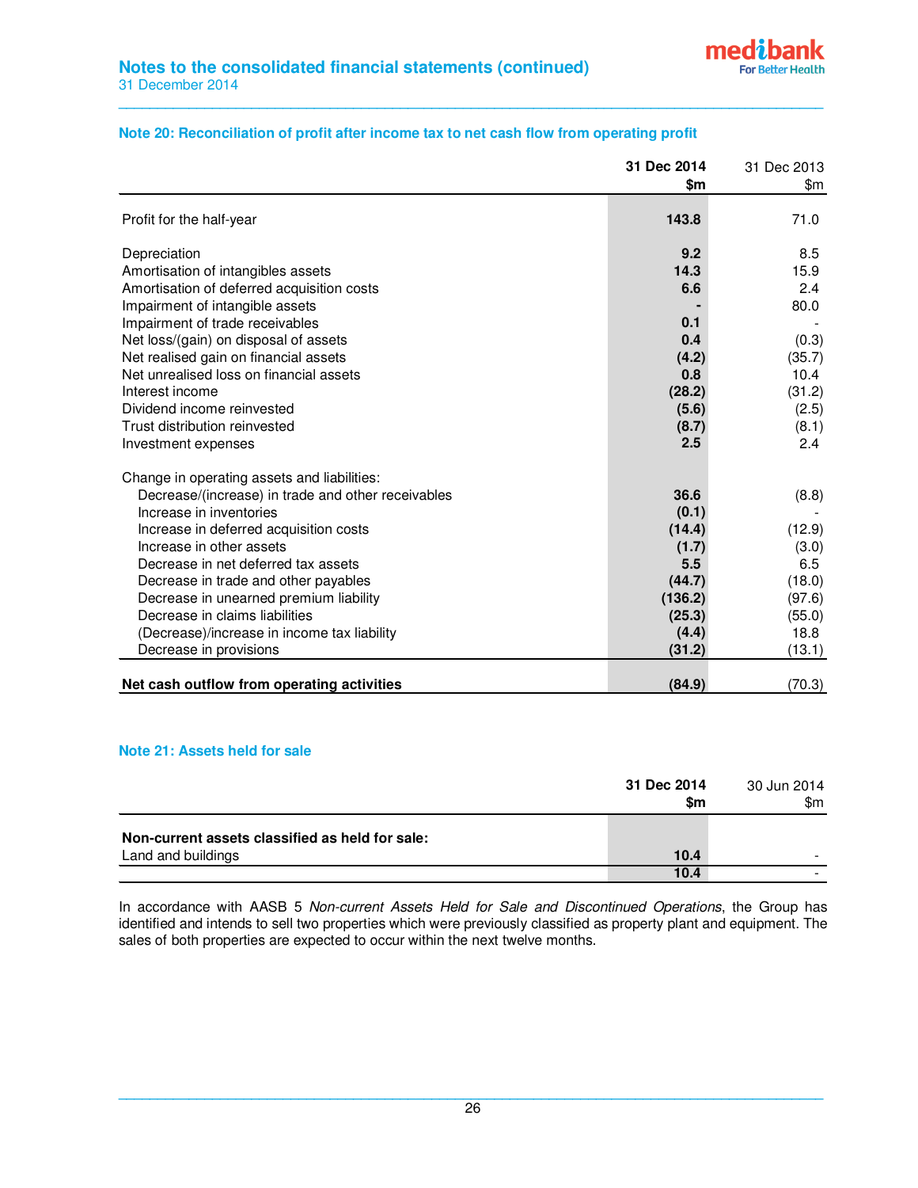## Note 20: Reconciliation of profit after income tax to net cash flow from operating profit

| | 31 Dec 2014 $m | 31 Dec 2013 $m |
|---|---|---|
| Profit for the half-year | **143.8** | 71.0 |
| | | |
| Depreciation | **9.2** | 8.5 |
| Amortisation of intangibles assets | **14.3** | 15.9 |
| Amortisation of deferred acquisition costs | **6.6** | 2.4 |
| Impairment of intangible assets | **-** | 80.0 |
| Impairment of trade receivables | **0.1** | - |
| Net loss/(gain) on disposal of assets | **0.4** | (0.3) |
| Net realised gain on financial assets | **(4.2)** | (35.7) |
| Net unrealised loss on financial assets | **0.8** | 10.4 |
| Interest income | **(28.2)** | (31.2) |
| Dividend income reinvested | **(5.6)** | (2.5) |
| Trust distribution reinvested | **(8.7)** | (8.1) |
| Investment expenses | **2.5** | 2.4 |
| | | |
| Change in operating assets and liabilities: | | |
| Decrease/(increase) in trade and other receivables | **36.6** | (8.8) |
| Increase in inventories | **(0.1)** | - |
| Increase in deferred acquisition costs | **(14.4)** | (12.9) |
| Increase in other assets | **(1.7)** | (3.0) |
| Decrease in net deferred tax assets | **5.5** | 6.5 |
| Decrease in trade and other payables | **(44.7)** | (18.0) |
| Decrease in unearned premium liability | **(136.2)** | (97.6) |
| Decrease in claims liabilities | **(25.3)** | (55.0) |
| (Decrease)/increase in income tax liability | **(4.4)** | 18.8 |
| Decrease in provisions | **(31.2)** | (13.1) |
| | | |
| **Net cash outflow from operating activities** | **(84.9)** | (70.3) |

## Note 21: Assets held for sale

| | 31 Dec 2014 $m | 30 Jun 2014 $m |
|---|---|---|
| **Non-current assets classified as held for sale:** | | |
| Land and buildings | **10.4** | - |
| | **10.4** | - |

In accordance with AASB 5 *Non-current Assets Held for Sale and Discontinued Operations*, the Group has identified and intends to sell two properties which were previously classified as property plant and equipment. The sales of both properties are expected to occur within the next twelve months.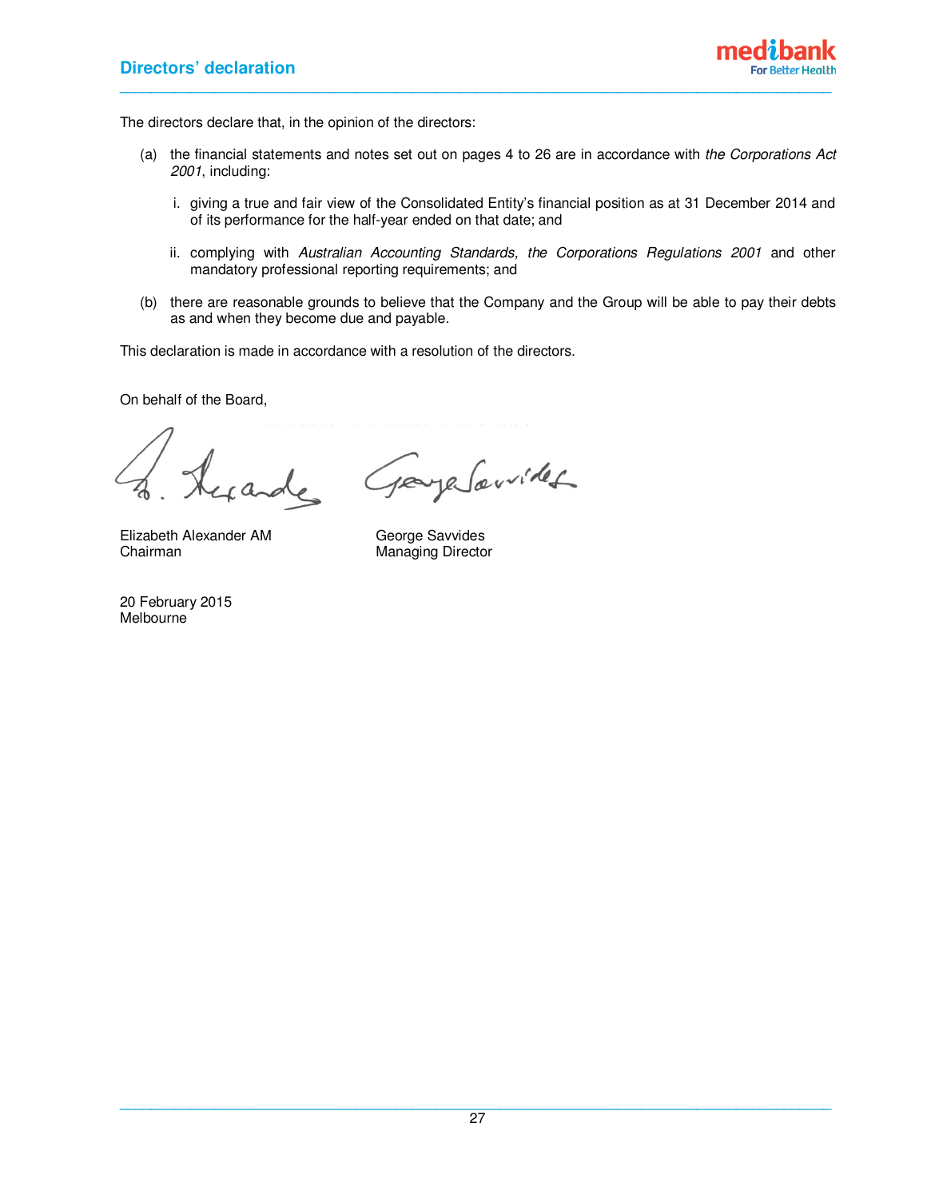# Directors' declaration

The directors declare that, in the opinion of the directors:

(a) the financial statements and notes set out on pages 4 to 26 are in accordance with *the Corporations Act 2001*, including:

   i. giving a true and fair view of the Consolidated Entity's financial position as at 31 December 2014 and of its performance for the half-year ended on that date; and

   ii. complying with *Australian Accounting Standards, the Corporations Regulations 2001* and other mandatory professional reporting requirements; and

(b) there are reasonable grounds to believe that the Company and the Group will be able to pay their debts as and when they become due and payable.

This declaration is made in accordance with a resolution of the directors.

On behalf of the Board,

| | |
|---|---|
| Elizabeth Alexander AM | George Savvides |
| Chairman | Managing Director |

20 February 2015
Melbourne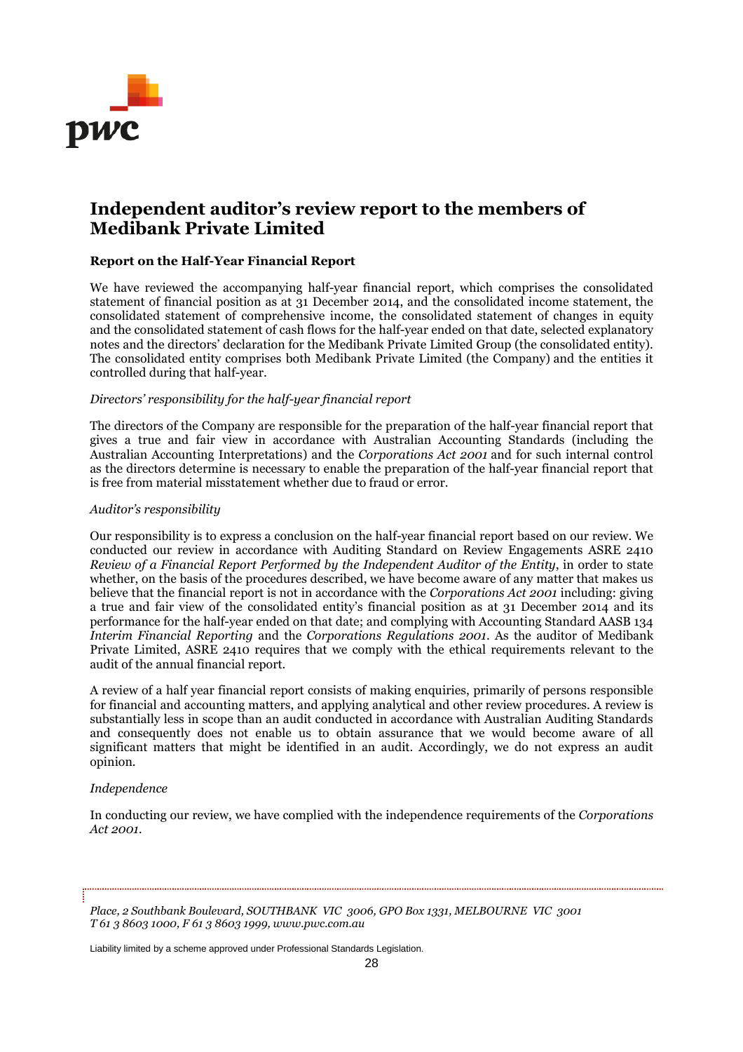# Independent auditor's review report to the members of Medibank Private Limited

### Report on the Half-Year Financial Report

We have reviewed the accompanying half-year financial report, which comprises the consolidated statement of financial position as at 31 December 2014, and the consolidated income statement, the consolidated statement of comprehensive income, the consolidated statement of changes in equity and the consolidated statement of cash flows for the half-year ended on that date, selected explanatory notes and the directors' declaration for the Medibank Private Limited Group (the consolidated entity). The consolidated entity comprises both Medibank Private Limited (the Company) and the entities it controlled during that half-year.

*Directors' responsibility for the half-year financial report*

The directors of the Company are responsible for the preparation of the half-year financial report that gives a true and fair view in accordance with Australian Accounting Standards (including the Australian Accounting Interpretations) and the *Corporations Act 2001* and for such internal control as the directors determine is necessary to enable the preparation of the half-year financial report that is free from material misstatement whether due to fraud or error.

*Auditor's responsibility*

Our responsibility is to express a conclusion on the half-year financial report based on our review. We conducted our review in accordance with Auditing Standard on Review Engagements ASRE 2410 *Review of a Financial Report Performed by the Independent Auditor of the Entity*, in order to state whether, on the basis of the procedures described, we have become aware of any matter that makes us believe that the financial report is not in accordance with the *Corporations Act 2001* including: giving a true and fair view of the consolidated entity's financial position as at 31 December 2014 and its performance for the half-year ended on that date; and complying with Accounting Standard AASB 134 *Interim Financial Reporting* and the *Corporations Regulations 2001*. As the auditor of Medibank Private Limited, ASRE 2410 requires that we comply with the ethical requirements relevant to the audit of the annual financial report.

A review of a half year financial report consists of making enquiries, primarily of persons responsible for financial and accounting matters, and applying analytical and other review procedures. A review is substantially less in scope than an audit conducted in accordance with Australian Auditing Standards and consequently does not enable us to obtain assurance that we would become aware of all significant matters that might be identified in an audit. Accordingly, we do not express an audit opinion.

*Independence*

In conducting our review, we have complied with the independence requirements of the *Corporations Act 2001*.

*Place, 2 Southbank Boulevard, SOUTHBANK VIC 3006, GPO Box 1331, MELBOURNE VIC 3001*
*T 61 3 8603 1000, F 61 3 8603 1999, www.pwc.com.au*

Liability limited by a scheme approved under Professional Standards Legislation.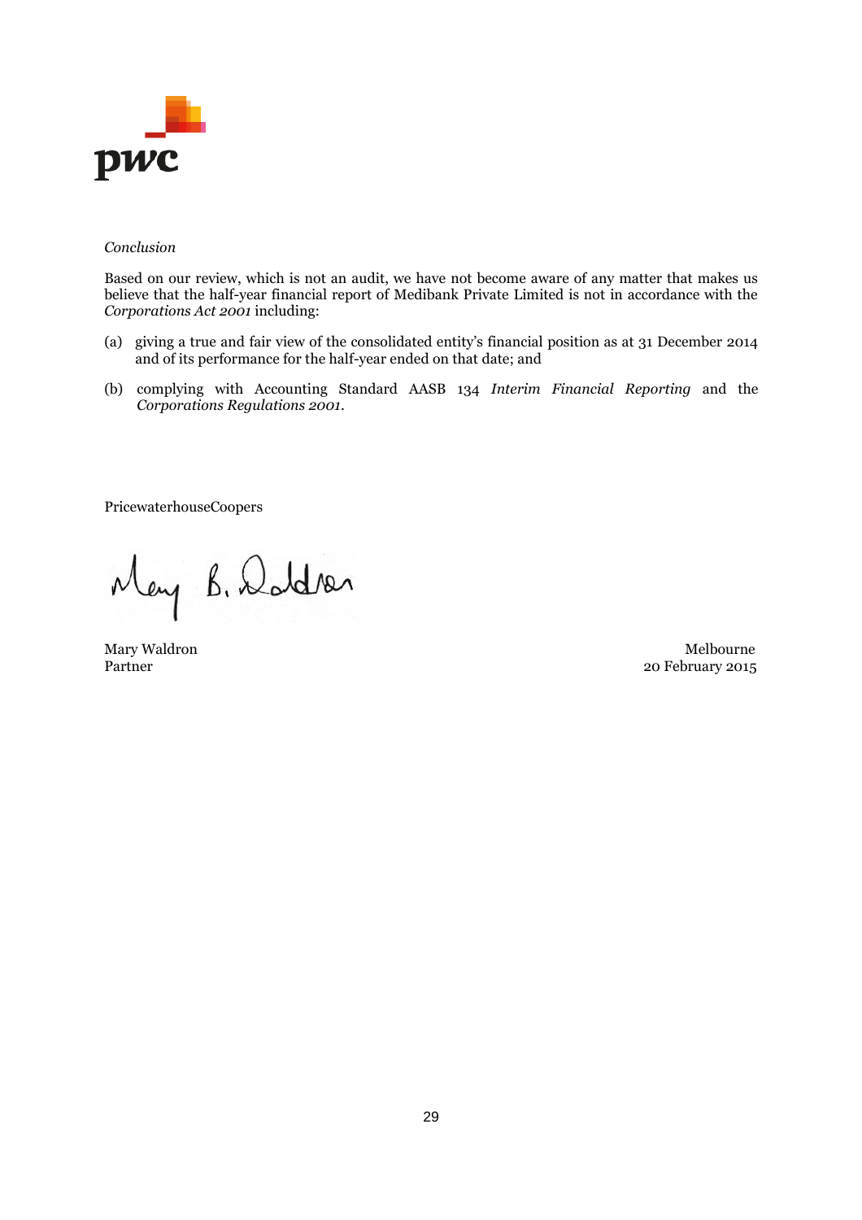*Conclusion*

Based on our review, which is not an audit, we have not become aware of any matter that makes us believe that the half-year financial report of Medibank Private Limited is not in accordance with the *Corporations Act 2001* including:

(a) giving a true and fair view of the consolidated entity's financial position as at 31 December 2014 and of its performance for the half-year ended on that date; and

(b) complying with Accounting Standard AASB 134 *Interim Financial Reporting* and the *Corporations Regulations 2001*.

PricewaterhouseCoopers

Mary Waldron
Partner

Melbourne
20 February 2015